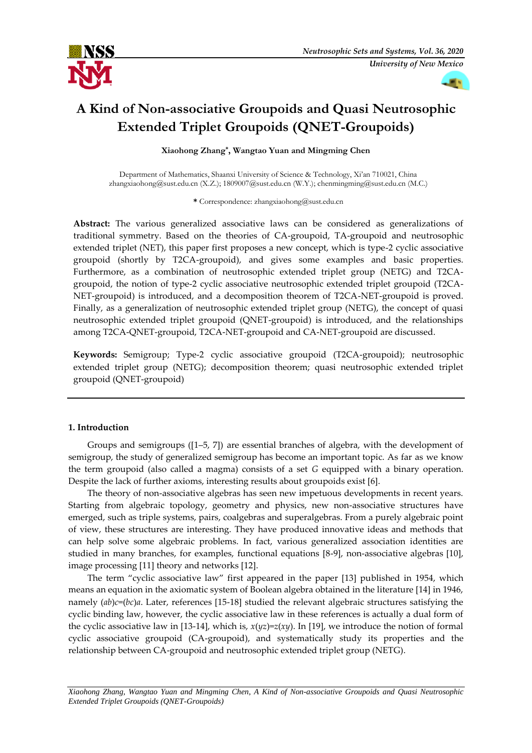# A Kind of Non-associative Groupoids and Quasi Neutrosophic Extended Triplet Groupoids (QNET-Groupoids)

**Xiaohong Zhang\*, Wangtao Yuan and Mingming Chen**

Department of Mathematics, Shaanxi University of Science & Technology, Xi'an 710021, China
zhangxiaohong@sust.edu.cn (X.Z.); 1809007@sust.edu.cn (W.Y.); chenmingming@sust.edu.cn (M.C.)

**\*** Correspondence: zhangxiaohong@sust.edu.cn

**Abstract:** The various generalized associative laws can be considered as generalizations of traditional symmetry. Based on the theories of CA-groupoid, TA-groupoid and neutrosophic extended triplet (NET), this paper first proposes a new concept, which is type-2 cyclic associative groupoid (shortly by T2CA-groupoid), and gives some examples and basic properties. Furthermore, as a combination of neutrosophic extended triplet group (NETG) and T2CA-groupoid, the notion of type-2 cyclic associative neutrosophic extended triplet groupoid (T2CA-NET-groupoid) is introduced, and a decomposition theorem of T2CA-NET-groupoid is proved. Finally, as a generalization of neutrosophic extended triplet group (NETG), the concept of quasi neutrosophic extended triplet groupoid (QNET-groupoid) is introduced, and the relationships among T2CA-QNET-groupoid, T2CA-NET-groupoid and CA-NET-groupoid are discussed.

**Keywords:** Semigroup; Type-2 cyclic associative groupoid (T2CA-groupoid); neutrosophic extended triplet group (NETG); decomposition theorem; quasi neutrosophic extended triplet groupoid (QNET-groupoid)

## 1. Introduction

Groups and semigroups ([1–5, 7]) are essential branches of algebra, with the development of semigroup, the study of generalized semigroup has become an important topic. As far as we know the term groupoid (also called a magma) consists of a set *G* equipped with a binary operation. Despite the lack of further axioms, interesting results about groupoids exist [6].

The theory of non-associative algebras has seen new impetuous developments in recent years. Starting from algebraic topology, geometry and physics, new non-associative structures have emerged, such as triple systems, pairs, coalgebras and superalgebras. From a purely algebraic point of view, these structures are interesting. They have produced innovative ideas and methods that can help solve some algebraic problems. In fact, various generalized association identities are studied in many branches, for examples, functional equations [8-9], non-associative algebras [10], image processing [11] theory and networks [12].

The term "cyclic associative law" first appeared in the paper [13] published in 1954, which means an equation in the axiomatic system of Boolean algebra obtained in the literature [14] in 1946, namely $(ab)c=(bc)a$. Later, references [15-18] studied the relevant algebraic structures satisfying the cyclic binding law, however, the cyclic associative law in these references is actually a dual form of the cyclic associative law in [13-14], which is, $x(yz)=z(xy)$. In [19], we introduce the notion of formal cyclic associative groupoid (CA-groupoid), and systematically study its properties and the relationship between CA-groupoid and neutrosophic extended triplet group (NETG).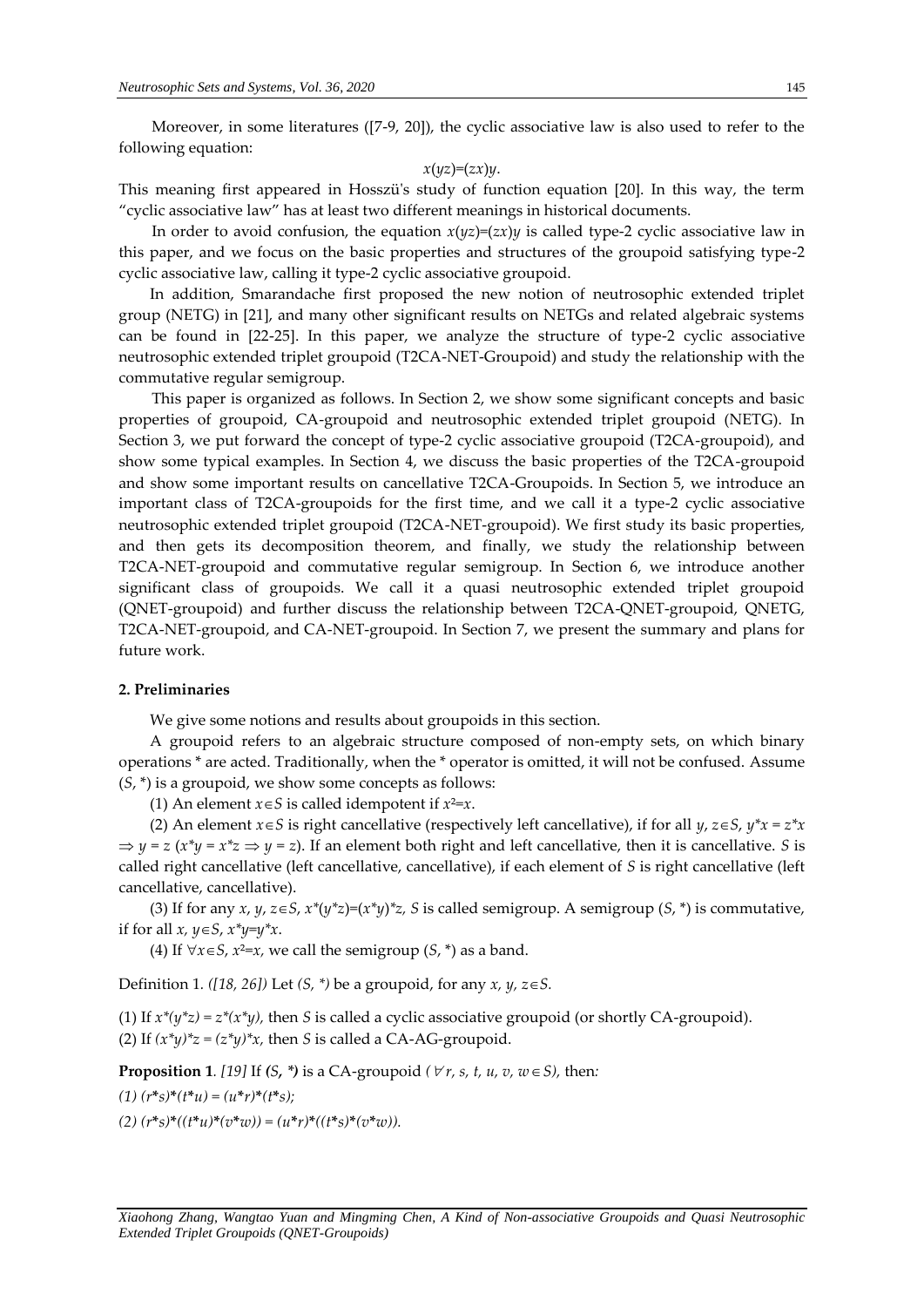Moreover, in some literatures ([7-9, 20]), the cyclic associative law is also used to refer to the following equation:

$$x(yz)=(zx)y.$$

This meaning first appeared in Hosszü's study of function equation [20]. In this way, the term "cyclic associative law" has at least two different meanings in historical documents.

In order to avoid confusion, the equation $x(yz)=(zx)y$ is called type-2 cyclic associative law in this paper, and we focus on the basic properties and structures of the groupoid satisfying type-2 cyclic associative law, calling it type-2 cyclic associative groupoid.

In addition, Smarandache first proposed the new notion of neutrosophic extended triplet group (NETG) in [21], and many other significant results on NETGs and related algebraic systems can be found in [22-25]. In this paper, we analyze the structure of type-2 cyclic associative neutrosophic extended triplet groupoid (T2CA-NET-Groupoid) and study the relationship with the commutative regular semigroup.

This paper is organized as follows. In Section 2, we show some significant concepts and basic properties of groupoid, CA-groupoid and neutrosophic extended triplet groupoid (NETG). In Section 3, we put forward the concept of type-2 cyclic associative groupoid (T2CA-groupoid), and show some typical examples. In Section 4, we discuss the basic properties of the T2CA-groupoid and show some important results on cancellative T2CA-Groupoids. In Section 5, we introduce an important class of T2CA-groupoids for the first time, and we call it a type-2 cyclic associative neutrosophic extended triplet groupoid (T2CA-NET-groupoid). We first study its basic properties, and then gets its decomposition theorem, and finally, we study the relationship between T2CA-NET-groupoid and commutative regular semigroup. In Section 6, we introduce another significant class of groupoids. We call it a quasi neutrosophic extended triplet groupoid (QNET-groupoid) and further discuss the relationship between T2CA-QNET-groupoid, QNETG, T2CA-NET-groupoid, and CA-NET-groupoid. In Section 7, we present the summary and plans for future work.

## 2. Preliminaries

We give some notions and results about groupoids in this section.

A groupoid refers to an algebraic structure composed of non-empty sets, on which binary operations * are acted. Traditionally, when the * operator is omitted, it will not be confused. Assume $(S, *)$ is a groupoid, we show some concepts as follows:

(1) An element $x\in S$ is called idempotent if $x^2=x$.

(2) An element $x\in S$ is right cancellative (respectively left cancellative), if for all $y, z\in S$, $y*x = z*x \Rightarrow y = z$ ($x*y = x*z \Rightarrow y = z$). If an element both right and left cancellative, then it is cancellative. $S$ is called right cancellative (left cancellative, cancellative), if each element of $S$ is right cancellative (left cancellative, cancellative).

(3) If for any $x, y, z\in S$, $x*(y*z)=(x*y)*z$, $S$ is called semigroup. A semigroup $(S, *)$ is commutative, if for all $x, y\in S$, $x*y=y*x$.

(4) If $\forall x\in S$, $x^2=x$, we call the semigroup $(S, *)$ as a band.

*Definition 1. ([18, 26]) Let $(S, *)$ be a groupoid, for any $x, y, z\in S$.*

(1) If $x*(y*z) = z*(x*y)$, then $S$ is called a cyclic associative groupoid (or shortly CA-groupoid).
(2) If $(x*y)*z = (z*y)*x$, then $S$ is called a CA-AG-groupoid.

**Proposition 1**. *[19] If $(S, *)$ is a CA-groupoid ($\forall r, s, t, u, v, w\in S$), then:*

*(1) $(r*s)*(t*u) = (u*r)*(t*s)$;*

*(2) $(r*s)*((t*u)*(v*w)) = (u*r)*((t*s)*(v*w))$.*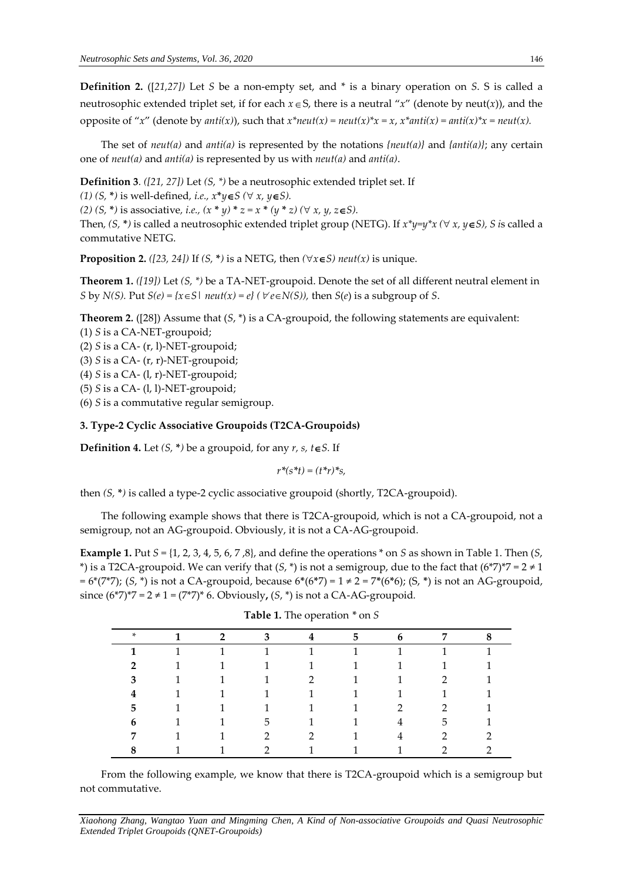**Definition 2.** ([*21,27]*) Let *S* be a non-empty set, and * is a binary operation on *S*. S is called a neutrosophic extended triplet set, if for each $x \in S$, there is a neutral "*x*" (denote by neut(*x*)), and the opposite of "*x*" (denote by *anti(x)*), such that $x*neut(x) = neut(x)*x = x$, $x*anti(x) = anti(x)*x = neut(x)$.

The set of *neut(a)* and *anti(a)* is represented by the notations *{neut(a)}* and *{anti(a)}*; any certain one of *neut(a)* and *anti(a)* is represented by us with *neut(a)* and *anti(a)*.

**Definition 3**. *([21, 27])* Let *(S, *)* be a neutrosophic extended triplet set. If

*(1) (S, *)* is well-defined, *i.e.,* $x*y \in S$ $(\forall x, y \in S)$.

*(2) (S, *)* is associative, *i.e.,* $(x * y) * z = x * (y * z)$ $(\forall x, y, z \in S)$.

Then, *(S, *)* is called a neutrosophic extended triplet group (NETG). If $x*y=y*x$ $(\forall x, y \in S)$, *S* is called a commutative NETG.

**Proposition 2.** *([23, 24])* If *(S, *)* is a NETG, then $(\forall x \in S)$ *neut(x)* is unique.

**Theorem 1.** *([19])* Let *(S, *)* be a TA-NET-groupoid. Denote the set of all different neutral element in *S* by *N(S).* Put $S(e) = \{x \in S \mid neut(x) = e\}$ $(\forall e \in N(S))$, then *S*(*e*) is a subgroup of *S*.

**Theorem 2.** ([28]) Assume that (*S*, *) is a CA-groupoid, the following statements are equivalent:

(1) *S* is a CA-NET-groupoid;

(2) *S* is a CA- (r, l)-NET-groupoid;

(3) *S* is a CA- (r, r)-NET-groupoid;

(4) *S* is a CA- (l, r)-NET-groupoid;

(5) *S* is a CA- (l, l)-NET-groupoid;

(6) *S* is a commutative regular semigroup.

### 3. Type-2 Cyclic Associative Groupoids (T2CA-Groupoids)

**Definition 4.** Let *(S, *)* be a groupoid, for any $r, s, t \in S$. If

$$r*(s*t) = (t*r)*s,$$

then *(S, *)* is called a type-2 cyclic associative groupoid (shortly, T2CA-groupoid).

The following example shows that there is T2CA-groupoid, which is not a CA-groupoid, not a semigroup, not an AG-groupoid. Obviously, it is not a CA-AG-groupoid.

**Example 1.** Put *S* = {1, 2, 3, 4, 5, 6, 7 ,8}, and define the operations * on *S* as shown in Table 1. Then (*S*, *) is a T2CA-groupoid. We can verify that (*S*, *) is not a semigroup, due to the fact that $(6*7)*7 = 2 \neq 1 = 6*(7*7)$; (*S*, *) is not a CA-groupoid, because $6*(6*7) = 1 \neq 2 = 7*(6*6)$; (S, *) is not an AG-groupoid, since $(6*7)*7 = 2 \neq 1 = (7*7)*6$. Obviously**,** (*S*, *) is not a CA-AG-groupoid.

**Table 1.** The operation * on *S*

| * | 1 | 2 | 3 | 4 | 5 | 6 | 7 | 8 |
|---|---|---|---|---|---|---|---|---|
| **1** | 1 | 1 | 1 | 1 | 1 | 1 | 1 | 1 |
| **2** | 1 | 1 | 1 | 1 | 1 | 1 | 1 | 1 |
| **3** | 1 | 1 | 1 | 2 | 1 | 1 | 2 | 1 |
| **4** | 1 | 1 | 1 | 1 | 1 | 1 | 1 | 1 |
| **5** | 1 | 1 | 1 | 1 | 1 | 2 | 2 | 1 |
| **6** | 1 | 1 | 5 | 1 | 1 | 4 | 5 | 1 |
| **7** | 1 | 1 | 2 | 2 | 1 | 4 | 2 | 2 |
| **8** | 1 | 1 | 2 | 1 | 1 | 1 | 2 | 2 |

From the following example, we know that there is T2CA-groupoid which is a semigroup but not commutative.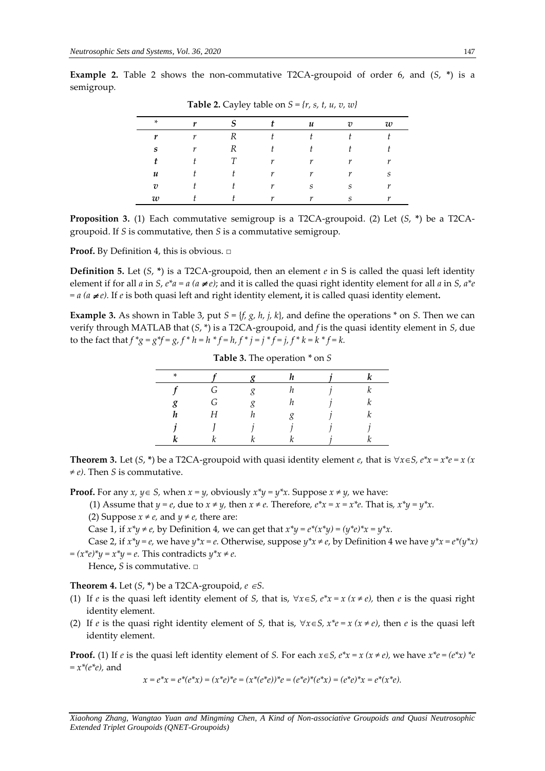**Example 2.** Table 2 shows the non-commutative T2CA-groupoid of order 6, and (*S*, \*) is a semigroup.

**Table 2.** Cayley table on $S = \{r, s, t, u, v, w\}$

| * | *r* | *S* | *t* | *u* | *v* | *w* |
|---|---|---|---|---|---|---|
| ***r*** | *r* | *R* | *t* | *t* | *t* | *t* |
| ***s*** | *r* | *R* | *t* | *t* | *t* | *t* |
| ***t*** | *t* | *T* | *r* | *r* | *r* | *r* |
| ***u*** | *t* | *t* | *r* | *r* | *r* | *s* |
| ***v*** | *t* | *t* | *r* | *s* | *s* | *r* |
| ***w*** | *t* | *t* | *r* | *r* | *s* | *r* |

**Proposition 3.** (1) Each commutative semigroup is a T2CA-groupoid. (2) Let (*S*, \*) be a T2CA-groupoid. If *S* is commutative, then *S* is a commutative semigroup.

**Proof.** By Definition 4, this is obvious. □

**Definition 5.** Let (*S*, \*) is a T2CA-groupoid, then an element *e* in S is called the quasi left identity element if for all *a* in *S*, $e*a = a\ (a \neq e)$; and it is called the quasi right identity element for all *a* in *S*, $a*e = a\ (a \neq e)$. If *e* is both quasi left and right identity element**,** it is called quasi identity element**.**

**Example 3.** As shown in Table 3, put $S = \{f, g, h, j, k\}$, and define the operations \* on *S*. Then we can verify through MATLAB that (*S*, \*) is a T2CA-groupoid, and *f* is the quasi identity element in *S*, due to the fact that $f*g = g*f = g$, $f*h = h*f = h$, $f*j = j*f = j$, $f*k = k*f = k$.

**Table 3.** The operation \* on *S*

| * | *f* | *g* | *h* | *j* | *k* |
|---|---|---|---|---|---|
| ***f*** | *G* | *g* | *h* | *j* | *k* |
| ***g*** | *G* | *g* | *h* | *j* | *k* |
| ***h*** | *H* | *h* | *g* | *j* | *k* |
| ***j*** | *J* | *j* | *j* | *j* | *j* |
| ***k*** | *k* | *k* | *k* | *j* | *k* |

**Theorem 3.** Let (*S*, \*) be a T2CA-groupoid with quasi identity element *e*, that is $\forall x \in S$, $e*x = x*e = x\ (x \neq e)$. Then *S* is commutative.

**Proof.** For any $x, y \in S$, when $x = y$, obviously $x*y = y*x$. Suppose $x \neq y$, we have:

(1) Assume that $y = e$, due to $x \neq y$, then $x \neq e$. Therefore, $e*x = x = x*e$. That is, $x*y = y*x$.

(2) Suppose $x \neq e$, and $y \neq e$, there are:

Case 1, if $x*y \neq e$, by Definition 4, we can get that $x*y = e*(x*y) = (y*e)*x = y*x$.

Case 2, if $x*y = e$, we have $y*x = e$. Otherwise, suppose $y*x \neq e$, by Definition 4 we have $y*x = e*(y*x) = (x*e)*y = x*y = e$. This contradicts $y*x \neq e$.

Hence**,** *S* is commutative. □

**Theorem 4.** Let (*S*, \*) be a T2CA-groupoid, $e \in S$.

(1) If *e* is the quasi left identity element of *S*, that is, $\forall x \in S$, $e*x = x\ (x \neq e)$, then *e* is the quasi right identity element.
(2) If *e* is the quasi right identity element of *S*, that is, $\forall x \in S$, $x*e = x\ (x \neq e)$, then *e* is the quasi left identity element.

**Proof.** (1) If *e* is the quasi left identity element of *S*. For each $x \in S$, $e*x = x\ (x \neq e)$, we have $x*e = (e*x)*e = x*(e*e)$, and

$$x = e*x = e*(e*x) = (x*e)*e = (x*(e*e))*e = (e*e)*(e*x) = (e*e)*x = e*(x*e).$$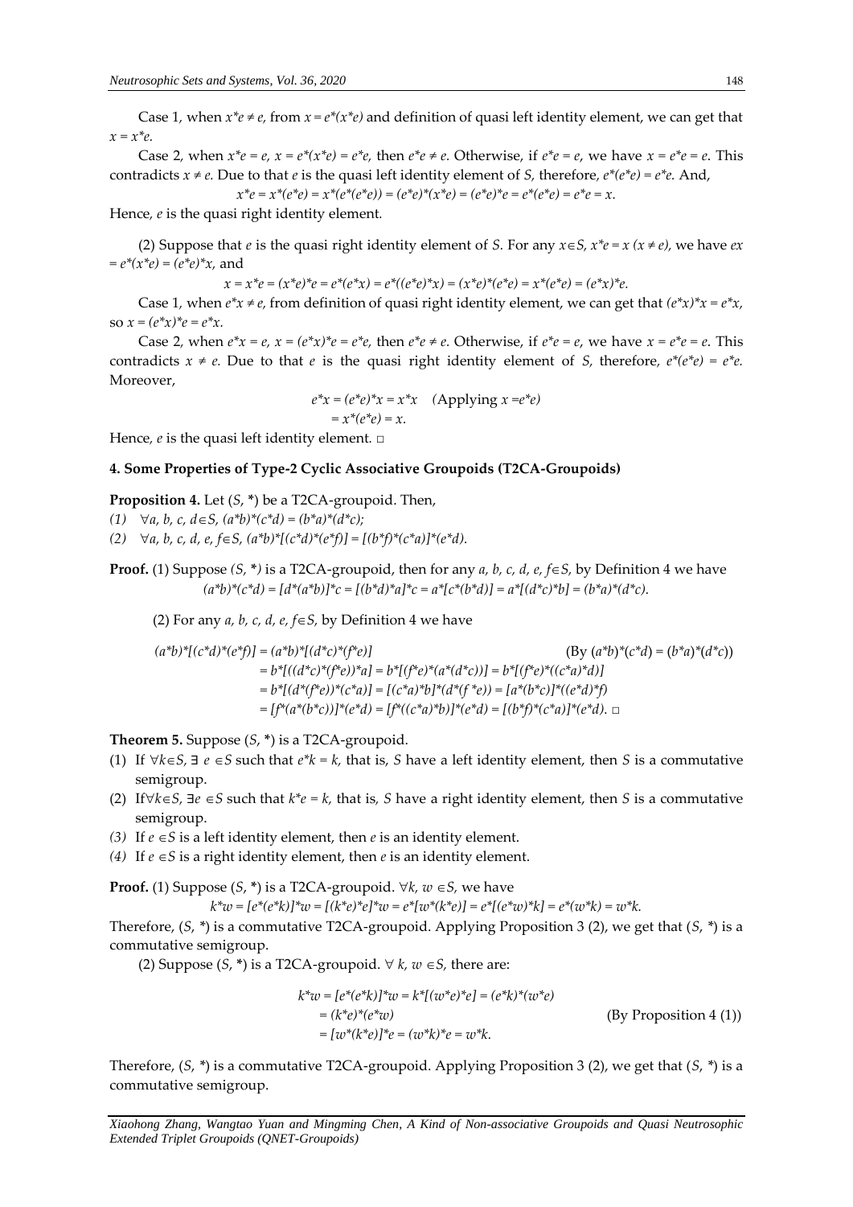Case 1, when $x*e \neq e$, from $x = e*(x*e)$ and definition of quasi left identity element, we can get that $x = x*e$.

Case 2, when $x*e = e$, $x = e*(x*e) = e*e$, then $e*e \neq e$. Otherwise, if $e*e = e$, we have $x = e*e = e$. This contradicts $x \neq e$. Due to that $e$ is the quasi left identity element of $S$, therefore, $e*(e*e) = e*e$. And,

$$x*e = x*(e*e) = x*(e*(e*e)) = (e*e)*(x*e) = (e*e)*e = e*(e*e) = e*e = x.$$

Hence, $e$ is the quasi right identity element.

(2) Suppose that $e$ is the quasi right identity element of $S$. For any $x \in S$, $x*e = x$ $(x \neq e)$, we have $ex = e*(x*e) = (e*e)*x$, and

$$x = x*e = (x*e)*e = e*(e*x) = e*((e*e)*x) = (x*e)*(e*e) = x*(e*e) = (e*x)*e.$$

Case 1, when $e*x \neq e$, from definition of quasi right identity element, we can get that $(e*x)*x = e*x$, so $x = (e*x)*e = e*x$.

Case 2, when $e*x = e$, $x = (e*x)*e = e*e$, then $e*e \neq e$. Otherwise, if $e*e = e$, we have $x = e*e = e$. This contradicts $x \neq e$. Due to that $e$ is the quasi right identity element of $S$, therefore, $e*(e*e) = e*e$. Moreover,

$$e*x = (e*e)*x = x*x \quad \text{(Applying } x = e*e\text{)}$$
$$= x*(e*e) = x.$$

Hence, $e$ is the quasi left identity element. □

### 4. Some Properties of Type-2 Cyclic Associative Groupoids (T2CA-Groupoids)

**Proposition 4.** Let $(S, *)$ be a T2CA-groupoid. Then,

*(1)* $\forall a, b, c, d \in S$, $(a*b)*(c*d) = (b*a)*(d*c)$;

*(2)* $\forall a, b, c, d, e, f \in S$, $(a*b)*[(c*d)*(e*f)] = [(b*f)*(c*a)]*(e*d)$.

**Proof.** (1) Suppose $(S, *)$ is a T2CA-groupoid, then for any $a, b, c, d, e, f \in S$, by Definition 4 we have

$$(a*b)*(c*d) = [d*(a*b)]*c = [(b*d)*a]*c = a*[c*(b*d)] = a*[(d*c)*b] = (b*a)*(d*c).$$

(2) For any $a, b, c, d, e, f \in S$, by Definition 4 we have

$$
\begin{aligned}
(a*b)*[(c*d)*(e*f)] &= (a*b)*[(d*c)*(f*e)] \qquad \text{(By } (a*b)*(c*d) = (b*a)*(d*c)\text{)} \\
&= b*[((d*c)*(f*e))*a] = b*[(f*e)*(a*(d*c))] = b*[(f*e)*((c*a)*d)] \\
&= b*[(d*(f*e))*(c*a)] = [(c*a)*b]*(d*(f*e)) = [a*(b*c)]*((e*d)*f) \\
&= [f*(a*(b*c))]*(e*d) = [f*((c*a)*b)]*(e*d) = [(b*f)*(c*a)]*(e*d). \; \square
\end{aligned}
$$

**Theorem 5.** Suppose $(S, *)$ is a T2CA-groupoid.

(1) If $\forall k \in S$, $\exists\ e \in S$ such that $e*k = k$, that is, $S$ have a left identity element, then $S$ is a commutative semigroup.

(2) If $\forall k \in S$, $\exists e \in S$ such that $k*e = k$, that is, $S$ have a right identity element, then $S$ is a commutative semigroup.

*(3)* If $e \in S$ is a left identity element, then $e$ is an identity element.

*(4)* If $e \in S$ is a right identity element, then $e$ is an identity element.

**Proof.** (1) Suppose $(S, *)$ is a T2CA-groupoid. $\forall k, w \in S$, we have

$$k*w = [e*(e*k)]*w = [(k*e)*e]*w = e*[w*(k*e)] = e*[(e*w)*k] = e*(w*k) = w*k.$$

Therefore, $(S, *)$ is a commutative T2CA-groupoid. Applying Proposition 3 (2), we get that $(S, *)$ is a commutative semigroup.

(2) Suppose $(S, *)$ is a T2CA-groupoid. $\forall\ k, w \in S$, there are:

$$
\begin{aligned}
k*w &= [e*(e*k)]*w = k*[(w*e)*e] = (e*k)*(w*e) \\
&= (k*e)*(e*w) \qquad \text{(By Proposition 4 (1))} \\
&= [w*(k*e)]*e = (w*k)*e = w*k.
\end{aligned}
$$

Therefore, $(S, *)$ is a commutative T2CA-groupoid. Applying Proposition 3 (2), we get that $(S, *)$ is a commutative semigroup.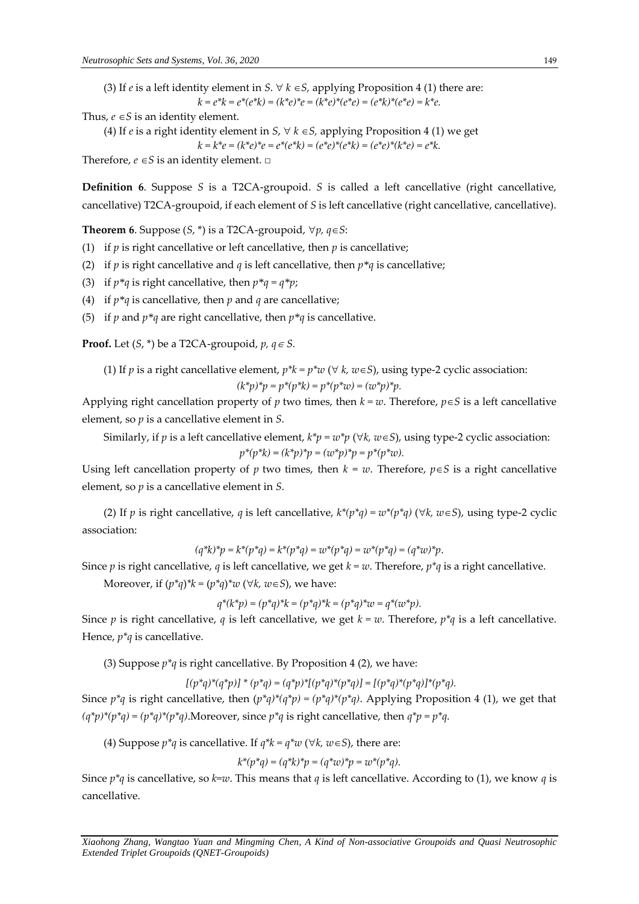(3) If $e$ is a left identity element in $S$. $\forall\, k \in S$, applying Proposition 4 (1) there are:

$$k = e*k = e*(e*k) = (k*e)*e = (k*e)*(e*e) = (e*k)*(e*e) = k*e.$$

Thus, $e \in S$ is an identity element.

(4) If $e$ is a right identity element in $S$, $\forall\, k \in S$, applying Proposition 4 (1) we get

$$k = k*e = (k*e)*e = e*(e*k) = (e*e)*(e*k) = (e*e)*(k*e) = e*k.$$

Therefore, $e \in S$ is an identity element. □

**Definition 6**. Suppose $S$ is a T2CA-groupoid. $S$ is called a left cancellative (right cancellative, cancellative) T2CA-groupoid, if each element of $S$ is left cancellative (right cancellative, cancellative).

**Theorem 6**. Suppose $(S, *)$ is a T2CA-groupoid, $\forall p, q \in S$:

(1) if $p$ is right cancellative or left cancellative, then $p$ is cancellative;

(2) if $p$ is right cancellative and $q$ is left cancellative, then $p*q$ is cancellative;

(3) if $p*q$ is right cancellative, then $p*q = q*p$;

(4) if $p*q$ is cancellative, then $p$ and $q$ are cancellative;

(5) if $p$ and $p*q$ are right cancellative, then $p*q$ is cancellative.

**Proof.** Let $(S, *)$ be a T2CA-groupoid, $p, q \in S$.

(1) If $p$ is a right cancellative element, $p*k = p*w$ ($\forall\, k, w \in S$), using type-2 cyclic association:

$$(k*p)*p = p*(p*k) = p*(p*w) = (w*p)*p.$$

Applying right cancellation property of $p$ two times, then $k = w$. Therefore, $p \in S$ is a left cancellative element, so $p$ is a cancellative element in $S$.

Similarly, if $p$ is a left cancellative element, $k*p = w*p$ ($\forall k, w \in S$), using type-2 cyclic association:

$$p*(p*k) = (k*p)*p = (w*p)*p = p*(p*w).$$

Using left cancellation property of $p$ two times, then $k = w$. Therefore, $p \in S$ is a right cancellative element, so $p$ is a cancellative element in $S$.

(2) If $p$ is right cancellative, $q$ is left cancellative, $k*(p*q) = w*(p*q)$ ($\forall k, w \in S$), using type-2 cyclic association:

$$(q*k)*p = k*(p*q) = k*(p*q) = w*(p*q) = w*(p*q) = (q*w)*p.$$

Since $p$ is right cancellative, $q$ is left cancellative, we get $k = w$. Therefore, $p*q$ is a right cancellative.

Moreover, if $(p*q)*k = (p*q)*w$ ($\forall k, w \in S$), we have:

$$q*(k*p) = (p*q)*k = (p*q)*k = (p*q)*w = q*(w*p).$$

Since $p$ is right cancellative, $q$ is left cancellative, we get $k = w$. Therefore, $p*q$ is a left cancellative. Hence, $p*q$ is cancellative.

(3) Suppose $p*q$ is right cancellative. By Proposition 4 (2), we have:

$$[(p*q)*(q*p)] * (p*q) = (q*p)*[(p*q)*(p*q)] = [(p*q)*(p*q)]*(p*q).$$

Since $p*q$ is right cancellative, then $(p*q)*(q*p) = (p*q)*(p*q)$. Applying Proposition 4 (1), we get that $(q*p)*(p*q) = (p*q)*(p*q)$.Moreover, since $p*q$ is right cancellative, then $q*p = p*q$.

(4) Suppose $p*q$ is cancellative. If $q*k = q*w$ ($\forall k, w \in S$), there are:

$$k*(p*q) = (q*k)*p = (q*w)*p = w*(p*q).$$

Since $p*q$ is cancellative, so $k$=$w$. This means that $q$ is left cancellative. According to (1), we know $q$ is cancellative.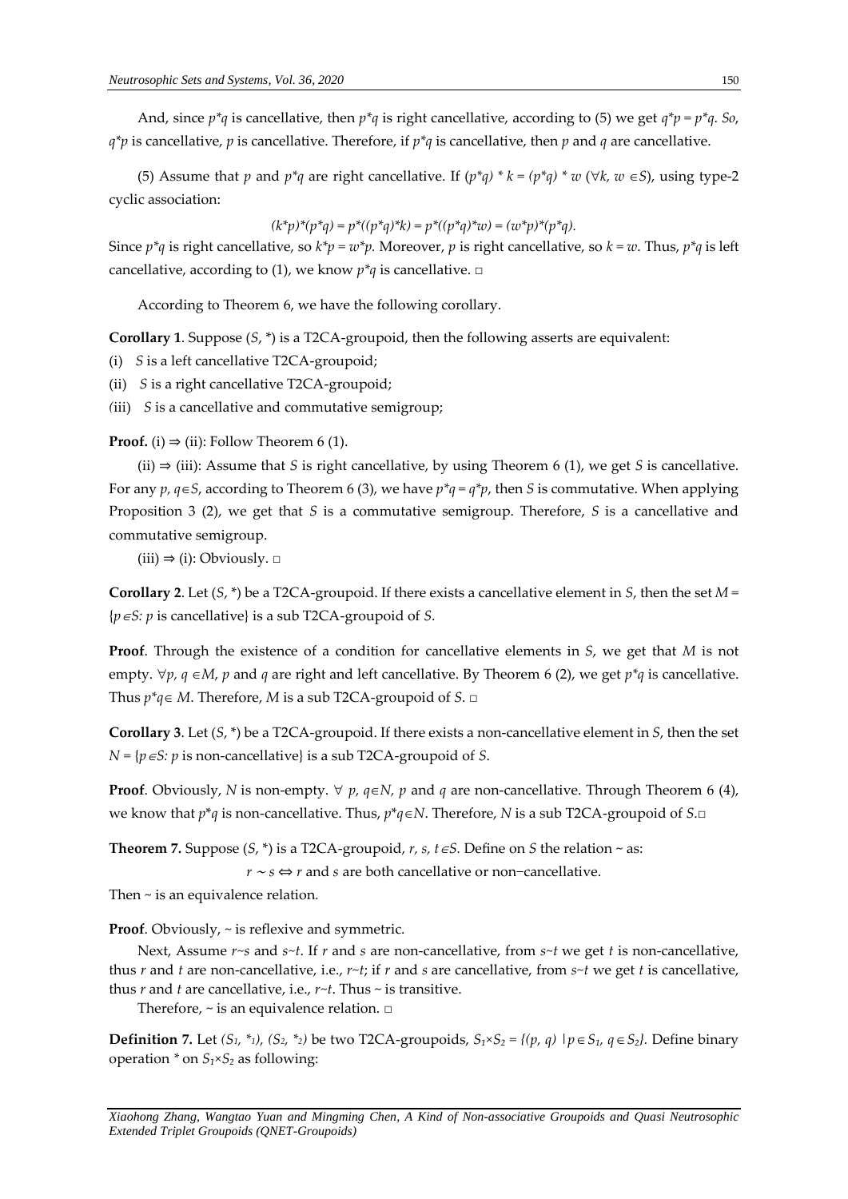And, since $p*q$ is cancellative, then $p*q$ is right cancellative, according to (5) we get $q*p = p*q$. So, $q*p$ is cancellative, $p$ is cancellative. Therefore, if $p*q$ is cancellative, then $p$ and $q$ are cancellative.

(5) Assume that $p$ and $p*q$ are right cancellative. If $(p*q) * k = (p*q) * w$ ($\forall k, w \in S$), using type-2 cyclic association:

$$(k*p)*(p*q) = p*((p*q)*k) = p*((p*q)*w) = (w*p)*(p*q).$$

Since $p*q$ is right cancellative, so $k*p = w*p$. Moreover, $p$ is right cancellative, so $k = w$. Thus, $p*q$ is left cancellative, according to (1), we know $p*q$ is cancellative. □

According to Theorem 6, we have the following corollary.

**Corollary 1**. Suppose $(S, *)$ is a T2CA-groupoid, then the following asserts are equivalent:

(i) $S$ is a left cancellative T2CA-groupoid;

(ii) $S$ is a right cancellative T2CA-groupoid;

(iii) $S$ is a cancellative and commutative semigroup;

**Proof.** (i) ⇒ (ii): Follow Theorem 6 (1).

(ii) ⇒ (iii): Assume that $S$ is right cancellative, by using Theorem 6 (1), we get $S$ is cancellative. For any $p, q \in S$, according to Theorem 6 (3), we have $p*q = q*p$, then $S$ is commutative. When applying Proposition 3 (2), we get that $S$ is a commutative semigroup. Therefore, $S$ is a cancellative and commutative semigroup.

(iii) ⇒ (i): Obviously. □

**Corollary 2**. Let $(S, *)$ be a T2CA-groupoid. If there exists a cancellative element in $S$, then the set $M = \{p \in S$: $p$ is cancellative$\}$ is a sub T2CA-groupoid of $S$.

**Proof**. Through the existence of a condition for cancellative elements in $S$, we get that $M$ is not empty. $\forall p, q \in M$, $p$ and $q$ are right and left cancellative. By Theorem 6 (2), we get $p*q$ is cancellative. Thus $p*q \in M$. Therefore, $M$ is a sub T2CA-groupoid of $S$. □

**Corollary 3**. Let $(S, *)$ be a T2CA-groupoid. If there exists a non-cancellative element in $S$, then the set $N = \{p \in S$: $p$ is non-cancellative$\}$ is a sub T2CA-groupoid of $S$.

**Proof**. Obviously, $N$ is non-empty. $\forall$ $p, q \in N$, $p$ and $q$ are non-cancellative. Through Theorem 6 (4), we know that $p*q$ is non-cancellative. Thus, $p*q \in N$. Therefore, $N$ is a sub T2CA-groupoid of $S$.□

**Theorem 7.** Suppose $(S, *)$ is a T2CA-groupoid, $r, s, t \in S$. Define on $S$ the relation ~ as:

$$r \sim s \Leftrightarrow r \text{ and } s \text{ are both cancellative or non-cancellative.}$$

Then ~ is an equivalence relation.

**Proof**. Obviously, ~ is reflexive and symmetric.

Next, Assume $r \sim s$ and $s \sim t$. If $r$ and $s$ are non-cancellative, from $s \sim t$ we get $t$ is non-cancellative, thus $r$ and $t$ are non-cancellative, i.e., $r \sim t$; if $r$ and $s$ are cancellative, from $s \sim t$ we get $t$ is cancellative, thus $r$ and $t$ are cancellative, i.e., $r \sim t$. Thus ~ is transitive.

Therefore, ~ is an equivalence relation. □

**Definition 7.** Let $(S_1, *_1)$, $(S_2, *_2)$ be two T2CA-groupoids, $S_1 \times S_2 = \{(p, q) \mid p \in S_1, q \in S_2\}$. Define binary operation $*$ on $S_1 \times S_2$ as following: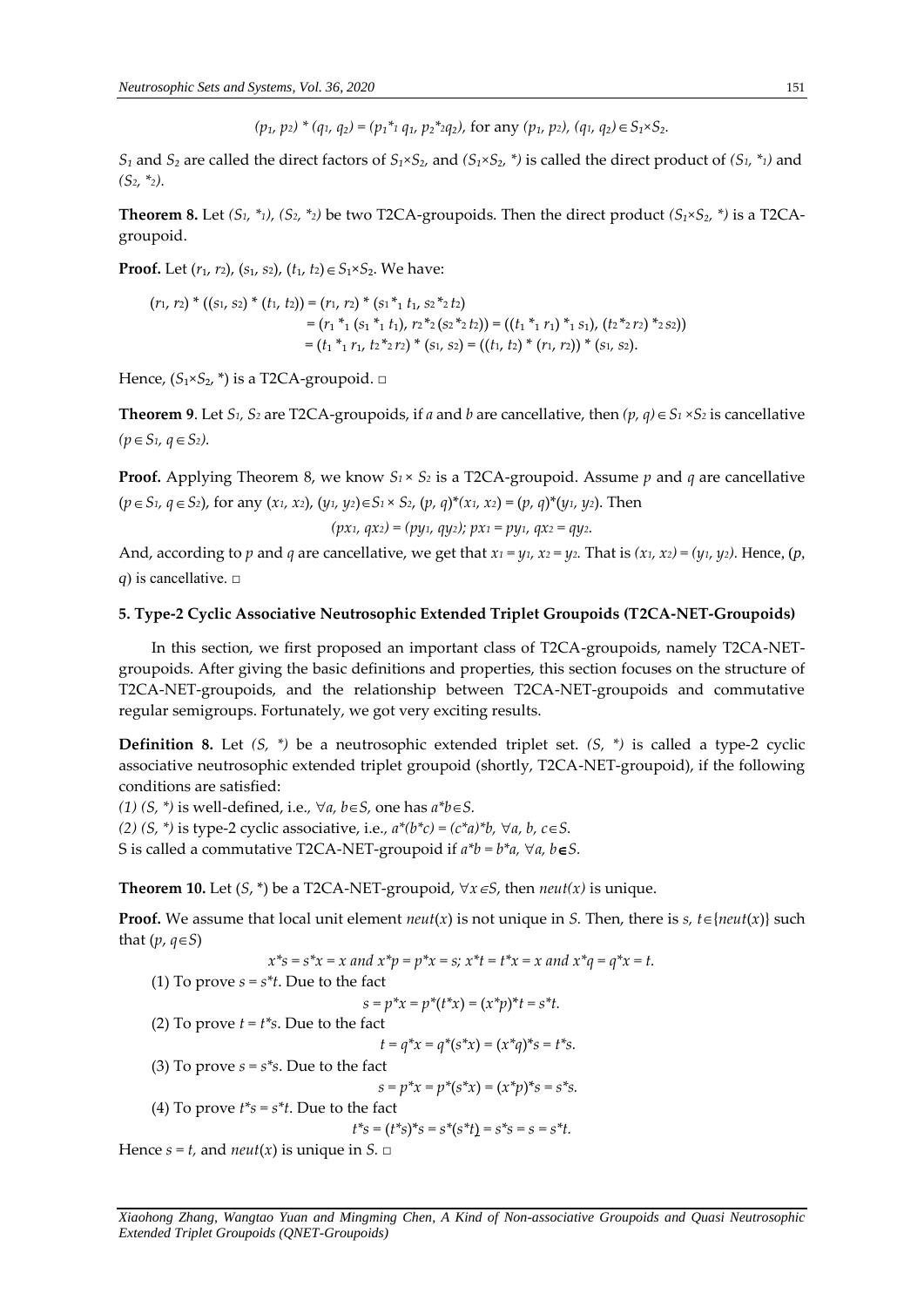$$(p_1, p_2) * (q_1, q_2) = (p_1 *_1 q_1, p_2 *_2 q_2), \text{ for any } (p_1, p_2), (q_1, q_2) \in S_1 \times S_2.$$

$S_1$ and $S_2$ are called the direct factors of $S_1 \times S_2$, and $(S_1 \times S_2, *)$ is called the direct product of $(S_1, *_1)$ and $(S_2, *_2)$.

**Theorem 8.** Let $(S_1, *_1)$, $(S_2, *_2)$ be two T2CA-groupoids. Then the direct product $(S_1 \times S_2, *)$ is a T2CA-groupoid.

**Proof.** Let $(r_1, r_2)$, $(s_1, s_2)$, $(t_1, t_2) \in S_1 \times S_2$. We have:

$$\begin{aligned}(r_1, r_2) * ((s_1, s_2) * (t_1, t_2)) &= (r_1, r_2) * (s_1 *_1 t_1, s_2 *_2 t_2) \\ &= (r_1 *_1 (s_1 *_1 t_1), r_2 *_2 (s_2 *_2 t_2)) = ((t_1 *_1 r_1) *_1 s_1), (t_2 *_2 r_2) *_2 s_2)) \\ &= (t_1 *_1 r_1, t_2 *_2 r_2) * (s_1, s_2) = ((t_1, t_2) * (r_1, r_2)) * (s_1, s_2).\end{aligned}$$

Hence, $(S_1 \times S_2, *)$ is a T2CA-groupoid. □

**Theorem 9**. Let $S_1$, $S_2$ are T2CA-groupoids, if $a$ and $b$ are cancellative, then $(p, q) \in S_1 \times S_2$ is cancellative $(p \in S_1, q \in S_2)$.

**Proof.** Applying Theorem 8, we know $S_1 \times S_2$ is a T2CA-groupoid. Assume $p$ and $q$ are cancellative $(p \in S_1, q \in S_2)$, for any $(x_1, x_2)$, $(y_1, y_2) \in S_1 \times S_2$, $(p, q)*(x_1, x_2) = (p, q)*(y_1, y_2)$. Then

$$(px_1, qx_2) = (py_1, qy_2); \; px_1 = py_1, \; qx_2 = qy_2.$$

And, according to $p$ and $q$ are cancellative, we get that $x_1 = y_1$, $x_2 = y_2$. That is $(x_1, x_2) = (y_1, y_2)$. Hence, $(p, q)$ is cancellative. □

### 5. Type-2 Cyclic Associative Neutrosophic Extended Triplet Groupoids (T2CA-NET-Groupoids)

In this section, we first proposed an important class of T2CA-groupoids, namely T2CA-NET-groupoids. After giving the basic definitions and properties, this section focuses on the structure of T2CA-NET-groupoids, and the relationship between T2CA-NET-groupoids and commutative regular semigroups. Fortunately, we got very exciting results.

**Definition 8.** Let $(S, *)$ be a neutrosophic extended triplet set. $(S, *)$ is called a type-2 cyclic associative neutrosophic extended triplet groupoid (shortly, T2CA-NET-groupoid), if the following conditions are satisfied:

*(1)* $(S, *)$ is well-defined, i.e., $\forall a, b \in S$, one has $a*b \in S$.

*(2)* $(S, *)$ is type-2 cyclic associative, i.e., $a*(b*c) = (c*a)*b$, $\forall a, b, c \in S$.

S is called a commutative T2CA-NET-groupoid if $a*b = b*a$, $\forall a, b \in S$.

**Theorem 10.** Let $(S, *)$ be a T2CA-NET-groupoid, $\forall x \in S$, then $neut(x)$ is unique.

**Proof.** We assume that local unit element $neut(x)$ is not unique in $S$. Then, there is $s, t \in \{neut(x)\}$ such that $(p, q \in S)$

$$x*s = s*x = x \text{ and } x*p = p*x = s; \; x*t = t*x = x \text{ and } x*q = q*x = t.$$

(1) To prove $s = s*t$. Due to the fact

$$s = p*x = p*(t*x) = (x*p)*t = s*t.$$

(2) To prove $t = t*s$. Due to the fact

$$t = q*x = q*(s*x) = (x*q)*s = t*s.$$

(3) To prove $s = s*s$. Due to the fact

$$s = p*x = p*(s*x) = (x*p)*s = s*s.$$

(4) To prove $t*s = s*t$. Due to the fact

$$t*s = (t*s)*s = s*(s*t) = s*s = s = s*t.$$

Hence $s = t$, and $neut(x)$ is unique in $S$. □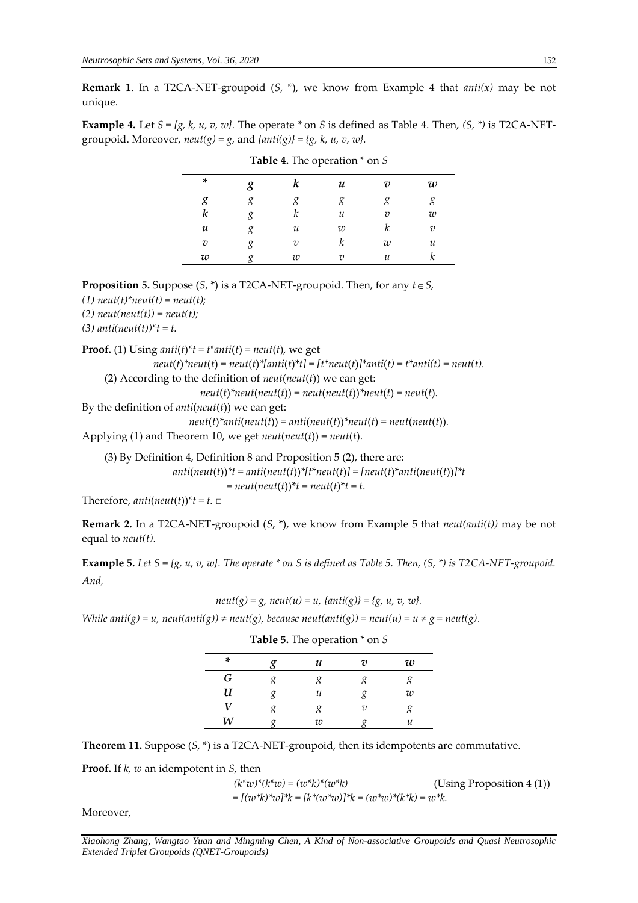**Remark 1**. In a T2CA-NET-groupoid ($S$, *), we know from Example 4 that *anti(x)* may be not unique.

**Example 4.** Let $S = \{g, k, u, v, w\}$. The operate * on $S$ is defined as Table 4. Then, $(S, *)$ is T2CA-NET-groupoid. Moreover, $neut(g) = g$, and $\{anti(g)\} = \{g, k, u, v, w\}$.

**Table 4.** The operation * on $S$

| * | $g$ | $k$ | $u$ | $v$ | $w$ |
|---|---|---|---|---|---|
| $g$ | $g$ | $g$ | $g$ | $g$ | $g$ |
| $k$ | $g$ | $k$ | $u$ | $v$ | $w$ |
| $u$ | $g$ | $u$ | $w$ | $k$ | $v$ |
| $v$ | $g$ | $v$ | $k$ | $w$ | $u$ |
| $w$ | $g$ | $w$ | $v$ | $u$ | $k$ |

**Proposition 5.** Suppose ($S$, *) is a T2CA-NET-groupoid. Then, for any $t \in S$,

*(1) neut(t)*neut(t) = neut(t);*
*(2) neut(neut(t)) = neut(t);*
*(3) anti(neut(t))*t = t.*

**Proof.** (1) Using $anti(t)*t = t*anti(t) = neut(t)$, we get

$$neut(t)*neut(t) = neut(t)*[anti(t)*t] = [t*neut(t)]*anti(t) = t*anti(t) = neut(t).$$

(2) According to the definition of $neut(neut(t))$ we can get:

$$neut(t)*neut(neut(t)) = neut(neut(t))*neut(t) = neut(t).$$

By the definition of $anti(neut(t))$ we can get:

$$neut(t)*anti(neut(t)) = anti(neut(t))*neut(t) = neut(neut(t)).$$

Applying (1) and Theorem 10, we get $neut(neut(t)) = neut(t)$.

(3) By Definition 4, Definition 8 and Proposition 5 (2), there are:

$$anti(neut(t))*t = anti(neut(t))*[t*neut(t)] = [neut(t)*anti(neut(t))]*t$$
$$= neut(neut(t))*t = neut(t)*t = t.$$

Therefore, $anti(neut(t))*t = t$. □

**Remark 2.** In a T2CA-NET-groupoid ($S$, *), we know from Example 5 that *neut(anti(t))* may be not equal to *neut(t).*

**Example 5.** *Let $S = \{g, u, v, w\}$. The operate * on S is defined as Table 5. Then, (S, *) is T2CA-NET-groupoid. And,*

$$neut(g) = g,\ neut(u) = u,\ \{anti(g)\} = \{g, u, v, w\}.$$

*While $anti(g) = u$, $neut(anti(g)) \neq neut(g)$, because $neut(anti(g)) = neut(u) = u \neq g = neut(g)$.*

**Table 5.** The operation * on $S$

| * | $g$ | $u$ | $v$ | $w$ |
|---|---|---|---|---|
| $G$ | $g$ | $g$ | $g$ | $g$ |
| $U$ | $g$ | $u$ | $g$ | $w$ |
| $V$ | $g$ | $g$ | $v$ | $g$ |
| $W$ | $g$ | $w$ | $g$ | $u$ |

**Theorem 11.** Suppose ($S$, *) is a T2CA-NET-groupoid, then its idempotents are commutative.

**Proof.** If $k$, $w$ an idempotent in $S$, then

$$(k*w)*(k*w) = (w*k)*(w*k) \qquad \text{(Using Proposition 4 (1))}$$
$$= [(w*k)*w]*k = [k*(w*w)]*k = (w*w)*(k*k) = w*k.$$

Moreover,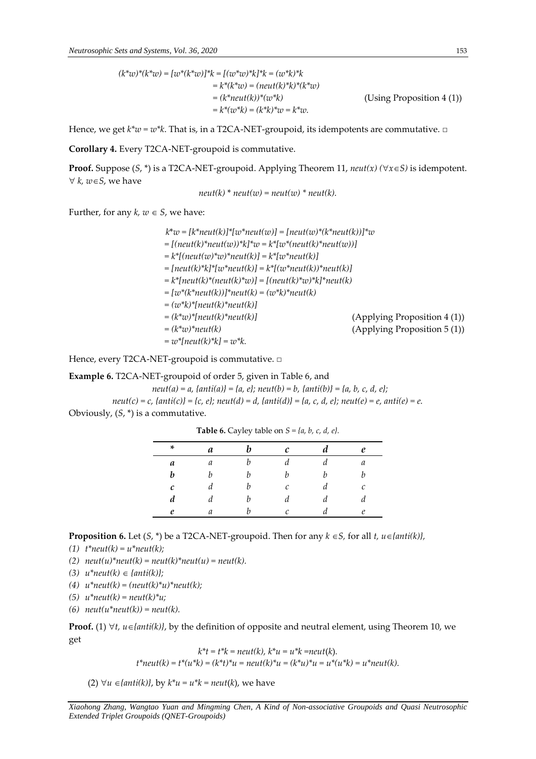$$
\begin{aligned}
(k*w)*(k*w) &= [w*(k*w)]*k = [(w*w)*k]*k = (w*k)*k \\
&= k*(k*w) = (neut(k)*k)*(k*w) \\
&= (k*neut(k))*(w*k) \qquad \text{(Using Proposition 4 (1))} \\
&= k*(w*k) = (k*k)*w = k*w.
\end{aligned}
$$

Hence, we get $k*w = w*k$. That is, in a T2CA-NET-groupoid, its idempotents are commutative. □

**Corollary 4.** Every T2CA-NET-groupoid is commutative.

**Proof.** Suppose $(S, *)$ is a T2CA-NET-groupoid. Applying Theorem 11, $neut(x)$ $(\forall x \in S)$ is idempotent. $\forall$ $k, w \in S$, we have

$$neut(k) * neut(w) = neut(w) * neut(k).$$

Further, for any $k, w \in S$, we have:

$$
\begin{aligned}
k*w &= [k*neut(k)]*[w*neut(w)] = [neut(w)*(k*neut(k))]*w \\
&= [(neut(k)*neut(w))*k]*w = k*[w*(neut(k)*neut(w))] \\
&= k*[(neut(w)*w)*neut(k)] = k*[w*neut(k)] \\
&= [neut(k)*k]*[w*neut(k)] = k*[(w*neut(k))*neut(k)] \\
&= k*[neut(k)*(neut(k)*w)] = [(neut(k)*w)*k]*neut(k) \\
&= [w*(k*neut(k))]*neut(k) = (w*k)*neut(k) \\
&= (w*k)*[neut(k)*neut(k)] \\
&= (k*w)*[neut(k)*neut(k)] \qquad \text{(Applying Proposition 4 (1))} \\
&= (k*w)*neut(k) \qquad \text{(Applying Proposition 5 (1))} \\
&= w*[neut(k)*k] = w*k.
\end{aligned}
$$

Hence, every T2CA-NET-groupoid is commutative. □

**Example 6.** T2CA-NET-groupoid of order 5, given in Table 6, and

$neut(a) = a$, $\{anti(a)\} = \{a, e\}$; $neut(b) = b$, $\{anti(b)\} = \{a, b, c, d, e\}$;

$neut(c) = c$, $\{anti(c)\} = \{c, e\}$; $neut(d) = d$, $\{anti(d)\} = \{a, c, d, e\}$; $neut(e) = e$, $anti(e) = e$.

Obviously, $(S, *)$ is a commutative.

**Table 6.** Cayley table on $S = \{a, b, c, d, e\}$.

| * | a | b | c | d | e |
|---|---|---|---|---|---|
| **a** | a | b | d | d | a |
| **b** | b | b | b | b | b |
| **c** | d | b | c | d | c |
| **d** | d | b | d | d | d |
| **e** | a | b | c | d | e |

**Proposition 6.** Let $(S, *)$ be a T2CA-NET-groupoid. Then for any $k \in S$, for all $t, u \in \{anti(k)\}$,

(1) $t*neut(k) = u*neut(k)$;

(2) $neut(u)*neut(k) = neut(k)*neut(u) = neut(k)$.

(3) $u*neut(k) \in \{anti(k)\}$;

(4) $u*neut(k) = (neut(k)*u)*neut(k)$;

(5) $u*neut(k) = neut(k)*u$;

(6) $neut(u*neut(k)) = neut(k)$.

**Proof.** (1) $\forall t, u \in \{anti(k)\}$, by the definition of opposite and neutral element, using Theorem 10, we get

$$k*t = t*k = neut(k),\ k*u = u*k = neut(k).$$

$$t*neut(k) = t*(u*k) = (k*t)*u = neut(k)*u = (k*u)*u = u*(u*k) = u*neut(k).$$

(2) $\forall u \in \{anti(k)\}$, by $k*u = u*k = neut(k)$, we have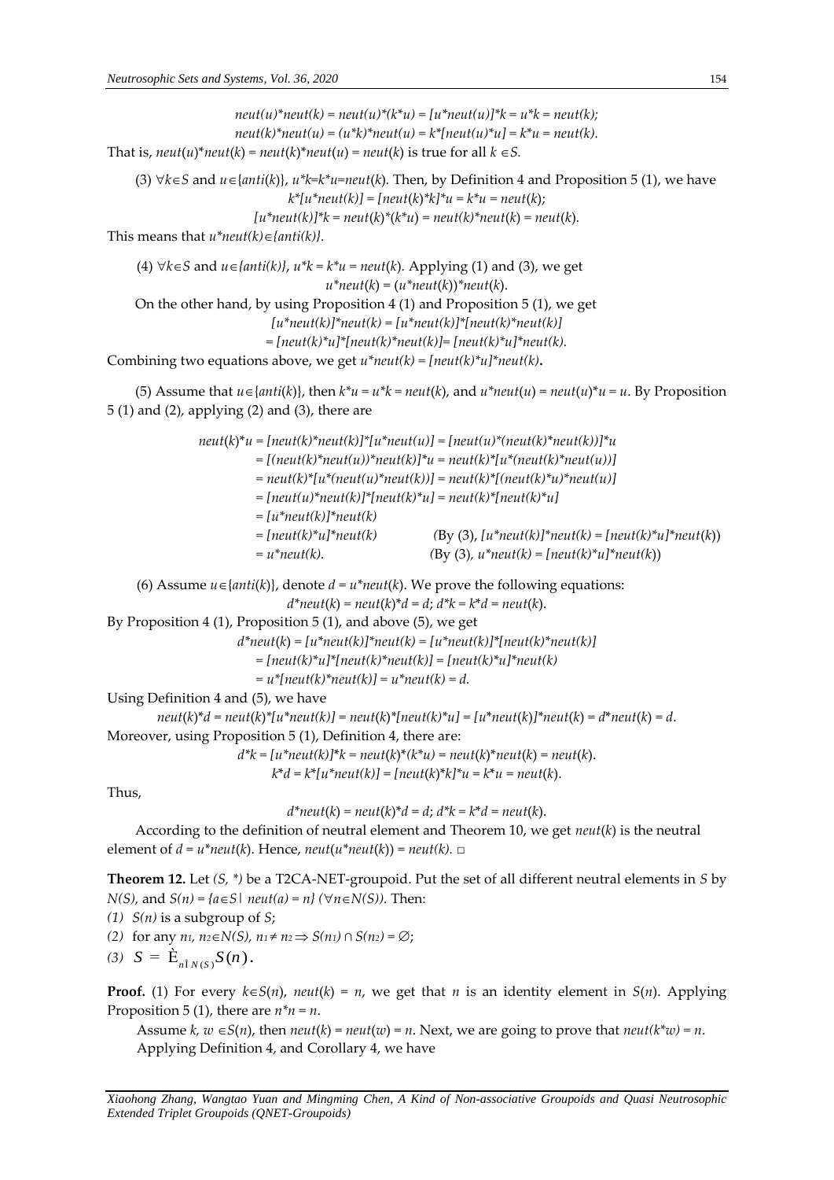$$neut(u)*neut(k) = neut(u)*(k*u) = [u*neut(u)]*k = u*k = neut(k);$$

$$neut(k)*neut(u) = (u*k)*neut(u) = k*[neut(u)*u] = k*u = neut(k).$$

That is, $neut(u)*neut(k) = neut(k)*neut(u) = neut(k)$ is true for all $k \in S$.

(3) $\forall k \in S$ and $u \in \{anti(k)\}$, $u*k=k*u=neut(k)$. Then, by Definition 4 and Proposition 5 (1), we have

$$k*[u*neut(k)] = [neut(k)*k]*u = k*u = neut(k);$$

$$[u*neut(k)]*k = neut(k)*(k*u) = neut(k)*neut(k) = neut(k).$$

This means that $u*neut(k) \in \{anti(k)\}$.

(4) $\forall k \in S$ and $u \in \{anti(k)\}$, $u*k = k*u = neut(k)$. Applying (1) and (3), we get

$$u*neut(k) = (u*neut(k))*neut(k).$$

On the other hand, by using Proposition 4 (1) and Proposition 5 (1), we get

$$[u*neut(k)]*neut(k) = [u*neut(k)]*[neut(k)*neut(k)]$$

$$= [neut(k)*u]*[neut(k)*neut(k)] = [neut(k)*u]*neut(k).$$

Combining two equations above, we get $u*neut(k) = [neut(k)*u]*neut(k)$.

(5) Assume that $u \in \{anti(k)\}$, then $k*u = u*k = neut(k)$, and $u*neut(u) = neut(u)*u = u$. By Proposition 5 (1) and (2), applying (2) and (3), there are

$$\begin{aligned}
neut(k)*u &= [neut(k)*neut(k)]*[u*neut(u)] = [neut(u)*(neut(k)*neut(k))]*u \\
&= [(neut(k)*neut(u))*neut(k)]*u = neut(k)*[u*(neut(k)*neut(u))] \\
&= neut(k)*[u*(neut(u)*neut(k))] = neut(k)*[(neut(k)*u)*neut(u)] \\
&= [neut(u)*neut(k)]*[neut(k)*u] = neut(k)*[neut(k)*u] \\
&= [u*neut(k)]*neut(k) \\
&= [neut(k)*u]*neut(k) \qquad \text{(By (3), } [u*neut(k)]*neut(k) = [neut(k)*u]*neut(k)\text{)} \\
&= u*neut(k). \qquad \text{(By (3), } u*neut(k) = [neut(k)*u]*neut(k)\text{)}
\end{aligned}$$

(6) Assume $u \in \{anti(k)\}$, denote $d = u*neut(k)$. We prove the following equations:

$$d*neut(k) = neut(k)*d = d;\ d*k = k*d = neut(k).$$

By Proposition 4 (1), Proposition 5 (1), and above (5), we get

$$\begin{aligned}
d*neut(k) &= [u*neut(k)]*neut(k) = [u*neut(k)]*[neut(k)*neut(k)] \\
&= [neut(k)*u]*[neut(k)*neut(k)] = [neut(k)*u]*neut(k) \\
&= u*[neut(k)*neut(k)] = u*neut(k) = d.
\end{aligned}$$

Using Definition 4 and (5), we have

$$neut(k)*d = neut(k)*[u*neut(k)] = neut(k)*[neut(k)*u] = [u*neut(k)]*neut(k) = d*neut(k) = d.$$

Moreover, using Proposition 5 (1), Definition 4, there are:

$$d*k = [u*neut(k)]*k = neut(k)*(k*u) = neut(k)*neut(k) = neut(k).$$

$$k*d = k*[u*neut(k)] = [neut(k)*k]*u = k*u = neut(k).$$

Thus,

$$d*neut(k) = neut(k)*d = d;\ d*k = k*d = neut(k).$$

According to the definition of neutral element and Theorem 10, we get $neut(k)$ is the neutral element of $d = u*neut(k)$. Hence, $neut(u*neut(k)) = neut(k)$. □

**Theorem 12.** Let $(S, *)$ be a T2CA-NET-groupoid. Put the set of all different neutral elements in $S$ by $N(S)$, and $S(n) = \{a \in S \mid neut(a) = n\}$ $(\forall n \in N(S))$. Then:

(1) $S(n)$ is a subgroup of $S$;

(2) for any $n_1, n_2 \in N(S)$, $n_1 \neq n_2 \Rightarrow S(n_1) \cap S(n_2) = \varnothing$;

(3) $S = \bigcup_{n \in N(S)} S(n)$.

**Proof.** (1) For every $k \in S(n)$, $neut(k) = n$, we get that $n$ is an identity element in $S(n)$. Applying Proposition 5 (1), there are $n*n = n$.

Assume $k, w \in S(n)$, then $neut(k) = neut(w) = n$. Next, we are going to prove that $neut(k*w) = n$.

Applying Definition 4, and Corollary 4, we have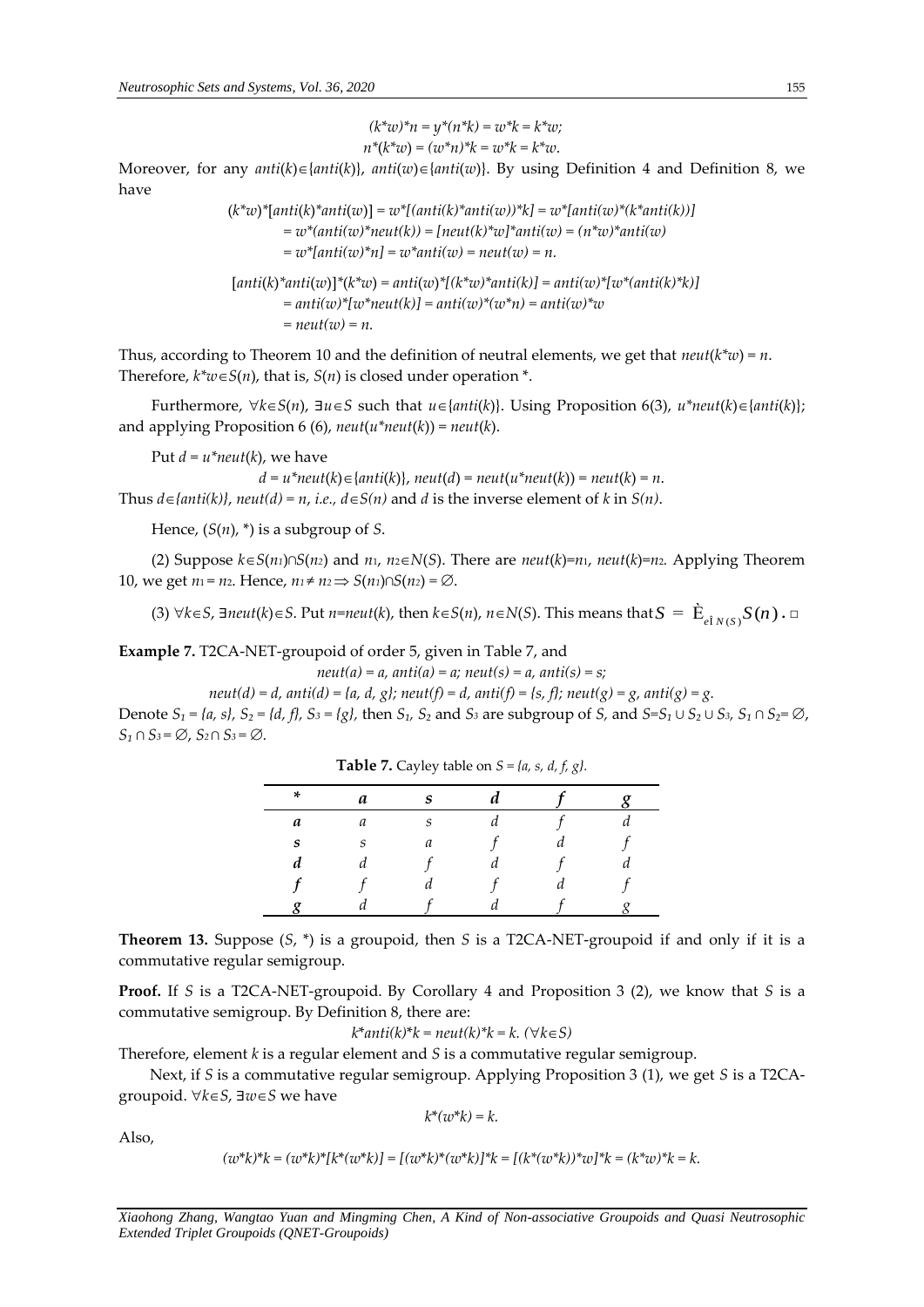$$(k*w)*n = y*(n*k) = w*k = k*w;$$
$$n*(k*w) = (w*n)*k = w*k = k*w.$$

Moreover, for any $anti(k) \in \{anti(k)\}$, $anti(w) \in \{anti(w)\}$. By using Definition 4 and Definition 8, we have

$$\begin{aligned}(k*w)*[anti(k)*anti(w)] &= w*[(anti(k)*anti(w))*k] = w*[anti(w)*(k*anti(k))] \\ &= w*(anti(w)*neut(k)) = [neut(k)*w]*anti(w) = (n*w)*anti(w) \\ &= w*[anti(w)*n] = w*anti(w) = neut(w) = n.\end{aligned}$$

$$\begin{aligned}[anti(k)*anti(w)]*(k*w) &= anti(w)*[(k*w)*anti(k)] = anti(w)*[w*(anti(k)*k)] \\ &= anti(w)*[w*neut(k)] = anti(w)*(w*n) = anti(w)*w \\ &= neut(w) = n.\end{aligned}$$

Thus, according to Theorem 10 and the definition of neutral elements, we get that $neut(k*w) = n$. Therefore, $k*w \in S(n)$, that is, $S(n)$ is closed under operation *.

Furthermore, $\forall k \in S(n)$, $\exists u \in S$ such that $u \in \{anti(k)\}$. Using Proposition 6(3), $u*neut(k) \in \{anti(k)\}$; and applying Proposition 6 (6), $neut(u*neut(k)) = neut(k)$.

Put $d = u*neut(k)$, we have

$$d = u*neut(k) \in \{anti(k)\},\ neut(d) = neut(u*neut(k)) = neut(k) = n.$$

Thus $d \in \{anti(k)\}$, $neut(d) = n$, *i.e.*, $d \in S(n)$ and $d$ is the inverse element of $k$ in $S(n)$.

Hence, $(S(n), *)$ is a subgroup of $S$.

(2) Suppose $k \in S(n_1) \cap S(n_2)$ and $n_1, n_2 \in N(S)$. There are $neut(k)=n_1$, $neut(k)=n_2$. Applying Theorem 10, we get $n_1 = n_2$. Hence, $n_1 \neq n_2 \Rightarrow S(n_1) \cap S(n_2) = \emptyset$.

(3) $\forall k \in S$, $\exists neut(k) \in S$. Put $n=neut(k)$, then $k \in S(n)$, $n \in N(S)$. This means that $S = \bigcup_{n \in N(S)} S(n)$. □

**Example 7.** T2CA-NET-groupoid of order 5, given in Table 7, and

$$neut(a) = a,\ anti(a) = a;\ neut(s) = a,\ anti(s) = s;$$
$$neut(d) = d,\ anti(d) = \{a, d, g\};\ neut(f) = d,\ anti(f) = \{s, f\};\ neut(g) = g,\ anti(g) = g.$$

Denote $S_1 = \{a, s\}$, $S_2 = \{d, f\}$, $S_3 = \{g\}$, then $S_1$, $S_2$ and $S_3$ are subgroup of $S$, and $S=S_1 \cup S_2 \cup S_3$, $S_1 \cap S_2 = \emptyset$, $S_1 \cap S_3 = \emptyset$, $S_2 \cap S_3 = \emptyset$.

**Table 7.** Cayley table on $S = \{a, s, d, f, g\}$.

| * | *a* | *s* | *d* | *f* | *g* |
|---|---|---|---|---|---|
| ***a*** | *a* | *s* | *d* | *f* | *d* |
| ***s*** | *s* | *a* | *f* | *d* | *f* |
| ***d*** | *d* | *f* | *d* | *f* | *d* |
| ***f*** | *f* | *d* | *f* | *d* | *f* |
| ***g*** | *d* | *f* | *d* | *f* | *g* |

**Theorem 13.** Suppose $(S, *)$ is a groupoid, then $S$ is a T2CA-NET-groupoid if and only if it is a commutative regular semigroup.

**Proof.** If $S$ is a T2CA-NET-groupoid. By Corollary 4 and Proposition 3 (2), we know that $S$ is a commutative semigroup. By Definition 8, there are:

$$k*anti(k)*k = neut(k)*k = k.\ (\forall k \in S)$$

Therefore, element $k$ is a regular element and $S$ is a commutative regular semigroup.

Next, if $S$ is a commutative regular semigroup. Applying Proposition 3 (1), we get $S$ is a T2CA-groupoid. $\forall k \in S$, $\exists w \in S$ we have

$$k*(w*k) = k.$$

Also,

$$(w*k)*k = (w*k)*[k*(w*k)] = [(w*k)*(w*k)]*k = [(k*(w*k))*w]*k = (k*w)*k = k.$$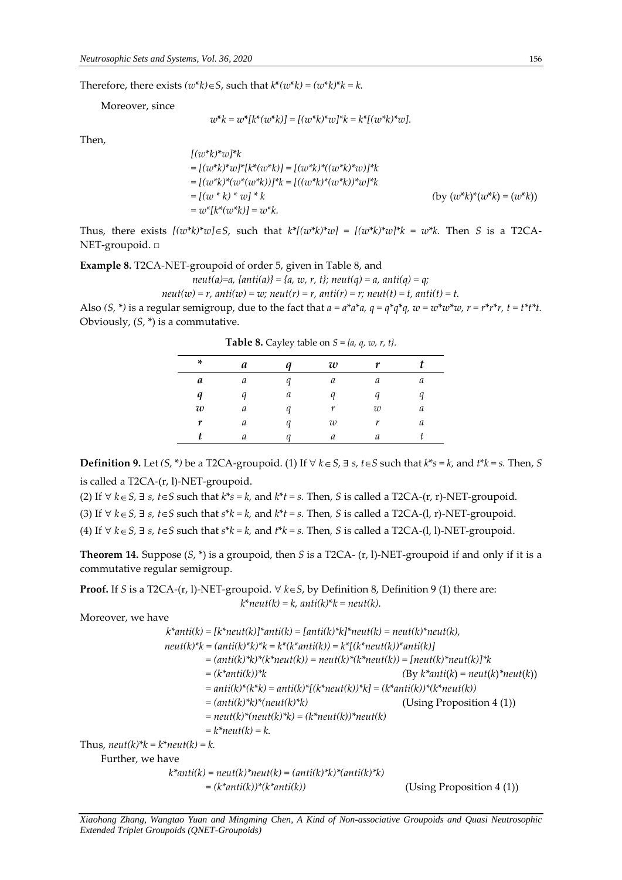Therefore, there exists $(w*k)\in S$, such that $k*(w*k) = (w*k)*k = k$.

Moreover, since

$$w*k = w*[k*(w*k)] = [(w*k)*w]*k = k*[(w*k)*w].$$

Then,

$$\begin{aligned}
&[(w*k)*w]*k \\
&= [(w*k)*w]*[k*(w*k)] = [(w*k)*((w*k)*w)]*k \\
&= [(w*k)*(w*(w*k))]*k = [((w*k)*(w*k))*w]*k \\
&= [(w * k) * w] * k \qquad \text{(by } (w*k)*(w*k) = (w*k)\text{)} \\
&= w*[k*(w*k)] = w*k.
\end{aligned}$$

Thus, there exists $[(w*k)*w]\in S$, such that $k*[(w*k)*w] = [(w*k)*w]*k = w*k$. Then $S$ is a T2CA-NET-groupoid. □

**Example 8.** T2CA-NET-groupoid of order 5, given in Table 8, and

$$neut(a)=a,\ \{anti(a)\} = \{a, w, r, t\};\ neut(q) = a,\ anti(q) = q;$$

$$neut(w) = r,\ anti(w) = w;\ neut(r) = r,\ anti(r) = r;\ neut(t) = t,\ anti(t) = t.$$

Also $(S, *)$ is a regular semigroup, due to the fact that $a = a*a*a$, $q = q*q*q$, $w = w*w*w$, $r = r*r*r$, $t = t*t*t$. Obviously, $(S, *)$ is a commutative.

**Table 8.** Cayley table on $S = \{a, q, w, r, t\}$.

| * | *a* | *q* | *w* | *r* | *t* |
|---|---|---|---|---|---|
| ***a*** | *a* | *q* | *a* | *a* | *a* |
| ***q*** | *q* | *a* | *q* | *q* | *q* |
| ***w*** | *a* | *q* | *r* | *w* | *a* |
| ***r*** | *a* | *q* | *w* | *r* | *a* |
| ***t*** | *a* | *q* | *a* | *a* | *t* |

**Definition 9.** Let $(S, *)$ be a T2CA-groupoid. (1) If $\forall k\in S$, $\exists$ $s, t\in S$ such that $k*s = k$, and $t*k = s$. Then, $S$ is called a T2CA-(r, l)-NET-groupoid.

(2) If $\forall k\in S$, $\exists$ $s, t\in S$ such that $k*s = k$, and $k*t = s$. Then, $S$ is called a T2CA-(r, r)-NET-groupoid.

(3) If $\forall k\in S$, $\exists$ $s, t\in S$ such that $s*k = k$, and $k*t = s$. Then, $S$ is called a T2CA-(l, r)-NET-groupoid.

(4) If $\forall k\in S$, $\exists$ $s, t\in S$ such that $s*k = k$, and $t*k = s$. Then, $S$ is called a T2CA-(l, l)-NET-groupoid.

**Theorem 14.** Suppose $(S, *)$ is a groupoid, then $S$ is a T2CA- (r, l)-NET-groupoid if and only if it is a commutative regular semigroup.

**Proof.** If $S$ is a T2CA-(r, l)-NET-groupoid. $\forall k\in S$, by Definition 8, Definition 9 (1) there are:

$$k*neut(k) = k,\ anti(k)*k = neut(k).$$

Moreover, we have

$$\begin{aligned}
k*anti(k) &= [k*neut(k)]*anti(k) = [anti(k)*k]*neut(k) = neut(k)*neut(k), \\
neut(k)*k &= (anti(k)*k)*k = k*(k*anti(k)) = k*[(k*neut(k))*anti(k)] \\
&= (anti(k)*k)*(k*neut(k)) = neut(k)*(k*neut(k)) = [neut(k)*neut(k)]*k \\
&= (k*anti(k))*k \qquad \text{(By } k*anti(k) = neut(k)*neut(k)\text{)} \\
&= anti(k)*(k*k) = anti(k)*[(k*neut(k))*k] = (k*anti(k))*(k*neut(k)) \\
&= (anti(k)*k)*(neut(k)*k) \qquad \text{(Using Proposition 4 (1))} \\
&= neut(k)*(neut(k)*k) = (k*neut(k))*neut(k) \\
&= k*neut(k) = k.
\end{aligned}$$

Thus, $neut(k)*k = k*neut(k) = k$.

Further, we have

$$\begin{aligned}
k*anti(k) &= neut(k)*neut(k) = (anti(k)*k)*(anti(k)*k) \\
&= (k*anti(k))*(k*anti(k)) \qquad \text{(Using Proposition 4 (1))}
\end{aligned}$$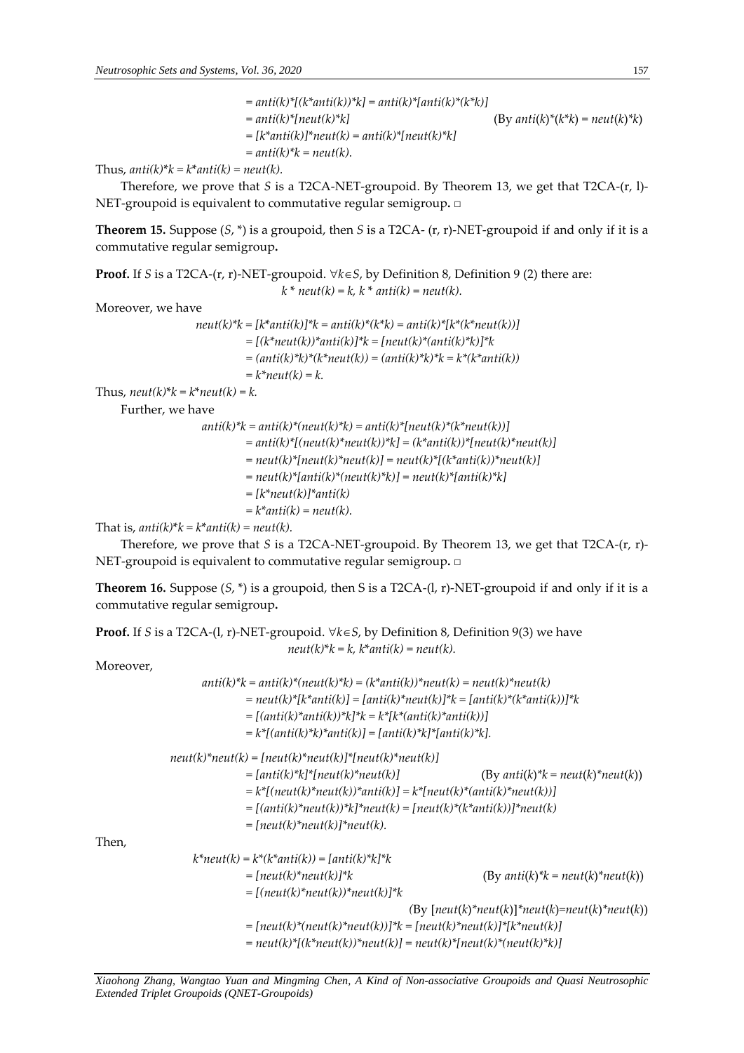$$
\begin{aligned}
&= anti(k)*[(k*anti(k))*k] = anti(k)*[anti(k)*(k*k)] \\
&= anti(k)*[neut(k)*k] \qquad \text{(By } anti(k)*(k*k) = neut(k)*k\text{)} \\
&= [k*anti(k)]*neut(k) = anti(k)*[neut(k)*k] \\
&= anti(k)*k = neut(k).
\end{aligned}
$$

Thus, $anti(k)*k = k*anti(k) = neut(k)$.

Therefore, we prove that $S$ is a T2CA-NET-groupoid. By Theorem 13, we get that T2CA-(r, l)-NET-groupoid is equivalent to commutative regular semigroup. □

**Theorem 15.** Suppose ($S$, \*) is a groupoid, then $S$ is a T2CA- (r, r)-NET-groupoid if and only if it is a commutative regular semigroup.

**Proof.** If $S$ is a T2CA-(r, r)-NET-groupoid. $\forall k \in S$, by Definition 8, Definition 9 (2) there are:

$$k * neut(k) = k,\ k * anti(k) = neut(k).$$

Moreover, we have

$$
\begin{aligned}
neut(k)*k &= [k*anti(k)]*k = anti(k)*(k*k) = anti(k)*[k*(k*neut(k))] \\
&= [(k*neut(k))*anti(k)]*k = [neut(k)*(anti(k)*k)]*k \\
&= (anti(k)*k)*(k*neut(k)) = (anti(k)*k)*k = k*(k*anti(k)) \\
&= k*neut(k) = k.
\end{aligned}
$$

Thus, $neut(k)*k = k*neut(k) = k$.

Further, we have

$$
\begin{aligned}
anti(k)*k &= anti(k)*(neut(k)*k) = anti(k)*[neut(k)*(k*neut(k))] \\
&= anti(k)*[(neut(k)*neut(k))*k] = (k*anti(k))*[neut(k)*neut(k)] \\
&= neut(k)*[neut(k)*neut(k)] = neut(k)*[(k*anti(k))*neut(k)] \\
&= neut(k)*[anti(k)*(neut(k)*k)] = neut(k)*[anti(k)*k] \\
&= [k*neut(k)]*anti(k) \\
&= k*anti(k) = neut(k).
\end{aligned}
$$

That is, $anti(k)*k = k*anti(k) = neut(k)$.

Therefore, we prove that $S$ is a T2CA-NET-groupoid. By Theorem 13, we get that T2CA-(r, r)-NET-groupoid is equivalent to commutative regular semigroup. □

**Theorem 16.** Suppose ($S$, \*) is a groupoid, then S is a T2CA-(l, r)-NET-groupoid if and only if it is a commutative regular semigroup.

**Proof.** If $S$ is a T2CA-(l, r)-NET-groupoid. $\forall k \in S$, by Definition 8, Definition 9(3) we have

$$neut(k)*k = k,\ k*anti(k) = neut(k).$$

Moreover,

$$
\begin{aligned}
anti(k)*k &= anti(k)*(neut(k)*k) = (k*anti(k))*neut(k) = neut(k)*neut(k) \\
&= neut(k)*[k*anti(k)] = [anti(k)*neut(k)]*k = [anti(k)*(k*anti(k))]*k \\
&= [(anti(k)*anti(k))*k]*k = k*[k*(anti(k)*anti(k))] \\
&= k*[(anti(k)*k)*anti(k)] = [anti(k)*k]*[anti(k)*k].
\end{aligned}
$$

$$
\begin{aligned}
neut(k)*neut(k) &= [neut(k)*neut(k)]*[neut(k)*neut(k)] \\
&= [anti(k)*k]*[neut(k)*neut(k)] \qquad \text{(By } anti(k)*k = neut(k)*neut(k)\text{)} \\
&= k*[(neut(k)*neut(k))*anti(k)] = k*[neut(k)*(anti(k)*neut(k))] \\
&= [(anti(k)*neut(k))*k]*neut(k) = [neut(k)*(k*anti(k))]*neut(k) \\
&= [neut(k)*neut(k)]*neut(k).
\end{aligned}
$$

Then,

$$
\begin{aligned}
k*neut(k) &= k*(k*anti(k)) = [anti(k)*k]*k \\
&= [neut(k)*neut(k)]*k \qquad \text{(By } anti(k)*k = neut(k)*neut(k)\text{)} \\
&= [(neut(k)*neut(k))*neut(k)]*k \\
&\qquad \text{(By } [neut(k)*neut(k)]*neut(k) = neut(k)*neut(k)\text{)} \\
&= [neut(k)*(neut(k)*neut(k))]*k = [neut(k)*neut(k)]*[k*neut(k)] \\
&= neut(k)*[(k*neut(k))*neut(k)] = neut(k)*[neut(k)*(neut(k)*k)]
\end{aligned}
$$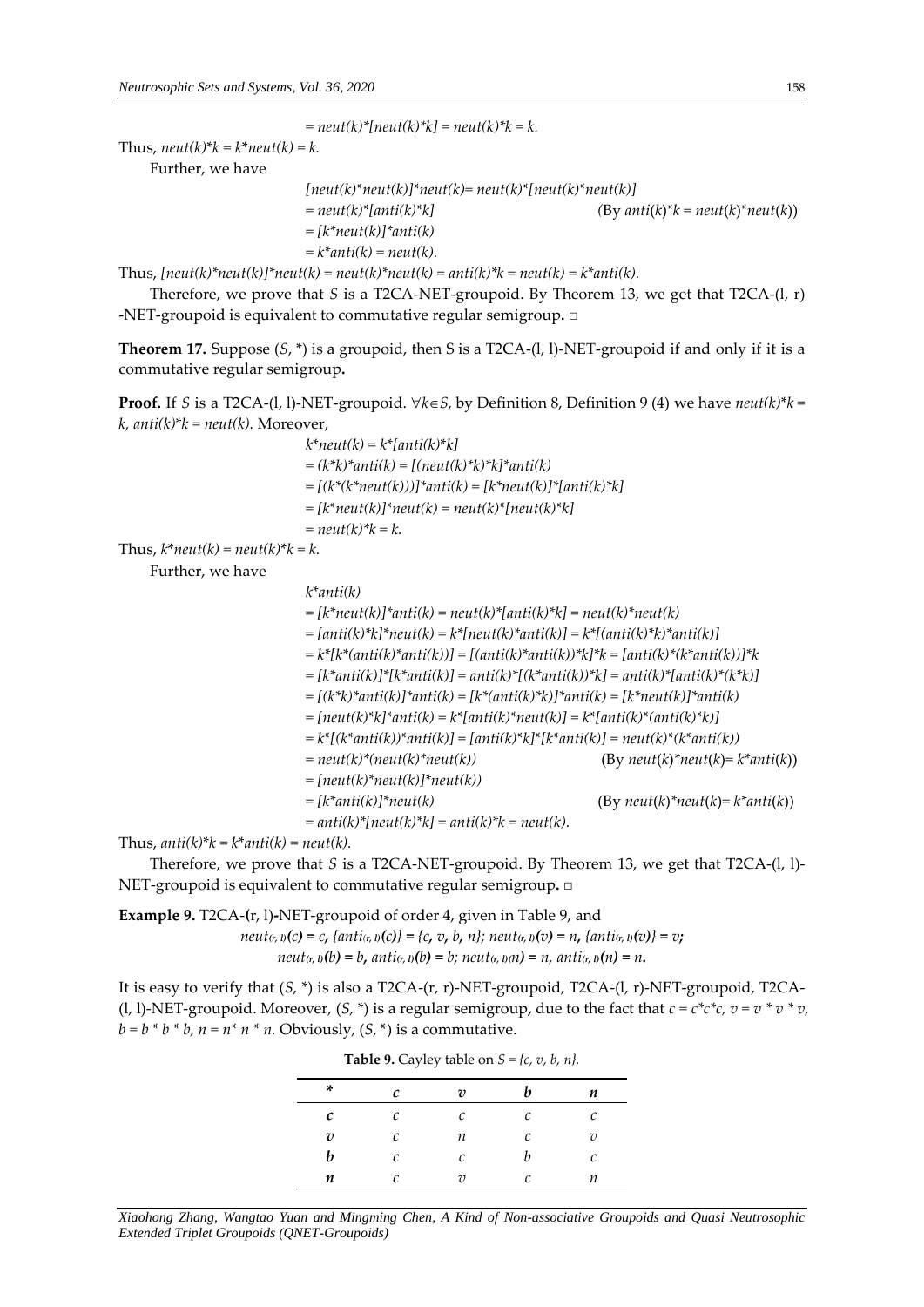$= neut(k)*[neut(k)*k] = neut(k)*k = k.$

Thus, $neut(k)*k = k*neut(k) = k.$

Further, we have

$$[neut(k)*neut(k)]*neut(k)= neut(k)*[neut(k)*neut(k)]$$
$$= neut(k)*[anti(k)*k] \quad \text{(By } anti(k)*k = neut(k)*neut(k)\text{)}$$
$$= [k*neut(k)]*anti(k)$$
$$= k*anti(k) = neut(k).$$

Thus, $[neut(k)*neut(k)]*neut(k) = neut(k)*neut(k) = anti(k)*k = neut(k) = k*anti(k).$

Therefore, we prove that $S$ is a T2CA-NET-groupoid. By Theorem 13, we get that T2CA-(l, r) -NET-groupoid is equivalent to commutative regular semigroup. □

**Theorem 17.** Suppose $(S, *)$ is a groupoid, then S is a T2CA-(l, l)-NET-groupoid if and only if it is a commutative regular semigroup**.**

**Proof.** If $S$ is a T2CA-(l, l)-NET-groupoid. $\forall k \in S$, by Definition 8, Definition 9 (4) we have $neut(k)*k = k$, $anti(k)*k = neut(k)$. Moreover,

$$k*neut(k) = k*[anti(k)*k]$$
$$= (k*k)*anti(k) = [(neut(k)*k)*k]*anti(k)$$
$$= [(k*(k*neut(k)))]*anti(k) = [k*neut(k)]*[anti(k)*k]$$
$$= [k*neut(k)]*neut(k) = neut(k)*[neut(k)*k]$$
$$= neut(k)*k = k.$$

Thus, $k*neut(k) = neut(k)*k = k.$

Further, we have

$$k*anti(k)$$
$$= [k*neut(k)]*anti(k) = neut(k)*[anti(k)*k] = neut(k)*neut(k)$$
$$= [anti(k)*k]*neut(k) = k*[neut(k)*anti(k)] = k*[(anti(k)*k)*anti(k)]$$
$$= k*[k*(anti(k)*anti(k))] = [(anti(k)*anti(k))*k]*k = [anti(k)*(k*anti(k))]*k$$
$$= [k*anti(k)]*[k*anti(k)] = anti(k)*[(k*anti(k))*k] = anti(k)*[anti(k)*(k*k)]$$
$$= [(k*k)*anti(k)]*anti(k) = [k*(anti(k)*k)]*anti(k) = [k*neut(k)]*anti(k)$$
$$= [neut(k)*k]*anti(k) = k*[anti(k)*neut(k)] = k*[anti(k)*(anti(k)*k)]$$
$$= k*[(k*anti(k))*anti(k)] = [anti(k)*k]*[k*anti(k)] = neut(k)*(k*anti(k))$$
$$= neut(k)*(neut(k)*neut(k)) \quad \text{(By } neut(k)*neut(k)= k*anti(k)\text{)}$$
$$= [neut(k)*neut(k)]*neut(k))$$
$$= [k*anti(k)]*neut(k) \quad \text{(By } neut(k)*neut(k)= k*anti(k)\text{)}$$
$$= anti(k)*[neut(k)*k] = anti(k)*k = neut(k).$$

Thus, $anti(k)*k = k*anti(k) = neut(k).$

Therefore, we prove that $S$ is a T2CA-NET-groupoid. By Theorem 13, we get that T2CA-(l, l)-NET-groupoid is equivalent to commutative regular semigroup. □

**Example 9.** T2CA-(r, l)-NET-groupoid of order 4, given in Table 9, and

$$neut_{(r,l)}(c) = c, \{anti_{(r,l)}(c)\} = \{c, v, b, n\}; neut_{(r,l)}(v) = n, \{anti_{(r,l)}(v)\} = v;$$
$$neut_{(r,l)}(b) = b, anti_{(r,l)}(b) = b; neut_{(r,l)}(n) = n, anti_{(r,l)}(n) = n.$$

It is easy to verify that $(S, *)$ is also a T2CA-(r, r)-NET-groupoid, T2CA-(l, r)-NET-groupoid, T2CA-(l, l)-NET-groupoid. Moreover, $(S, *)$ is a regular semigroup**,** due to the fact that $c = c*c*c$, $v = v * v * v$, $b = b * b * b$, $n = n* n * n$. Obviously, $(S, *)$ is a commutative.

**Table 9.** Cayley table on $S = \{c, v, b, n\}$.

| * | c | v | b | n |
|---|---|---|---|---|
| **c** | c | c | c | c |
| **v** | c | n | c | v |
| **b** | c | c | b | c |
| **n** | c | v | c | n |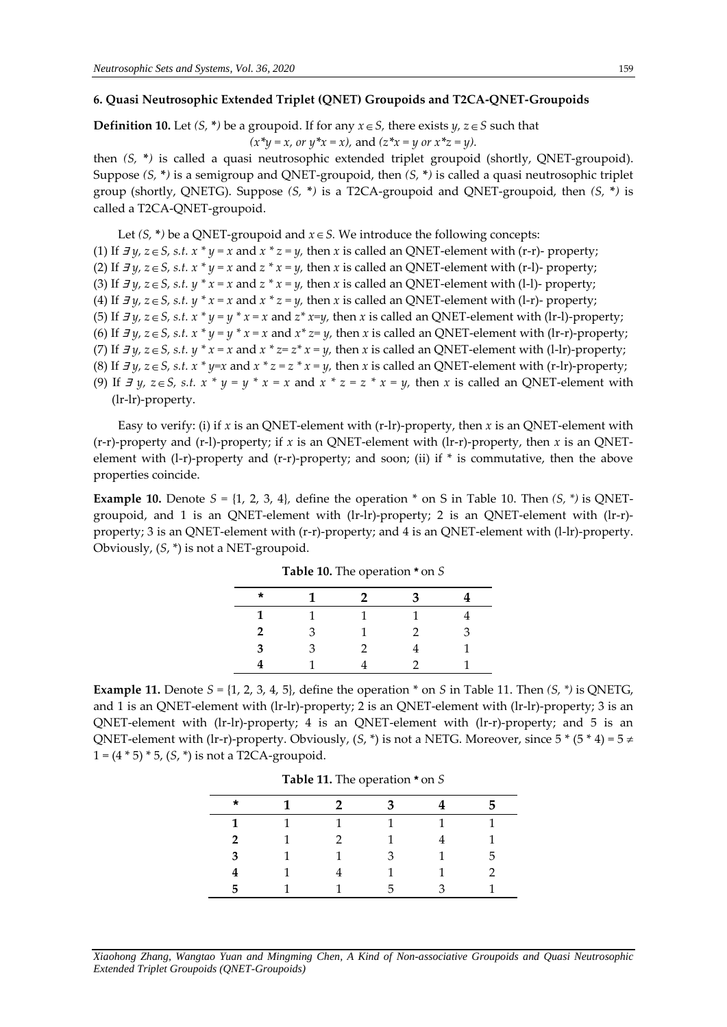## 6. Quasi Neutrosophic Extended Triplet (QNET) Groupoids and T2CA-QNET-Groupoids

**Definition 10.** Let $(S, *)$ be a groupoid. If for any $x \in S$, there exists $y, z \in S$ such that

$$(x*y = x, \text{ or } y*x = x), \text{ and } (z*x = y \text{ or } x*z = y).$$

then $(S, *)$ is called a quasi neutrosophic extended triplet groupoid (shortly, QNET-groupoid). Suppose $(S, *)$ is a semigroup and QNET-groupoid, then $(S, *)$ is called a quasi neutrosophic triplet group (shortly, QNETG). Suppose $(S, *)$ is a T2CA-groupoid and QNET-groupoid, then $(S, *)$ is called a T2CA-QNET-groupoid.

Let $(S, *)$ be a QNET-groupoid and $x \in S$. We introduce the following concepts:

(1) If $\exists\, y, z \in S$, s.t. $x * y = x$ and $x * z = y$, then $x$ is called an QNET-element with (r-r)- property;
(2) If $\exists\, y, z \in S$, s.t. $x * y = x$ and $z * x = y$, then $x$ is called an QNET-element with (r-l)- property;
(3) If $\exists\, y, z \in S$, s.t. $y * x = x$ and $z * x = y$, then $x$ is called an QNET-element with (l-l)- property;
(4) If $\exists\, y, z \in S$, s.t. $y * x = x$ and $x * z = y$, then $x$ is called an QNET-element with (l-r)- property;
(5) If $\exists\, y, z \in S$, s.t. $x * y = y * x = x$ and $z* x=y$, then $x$ is called an QNET-element with (lr-l)-property;
(6) If $\exists\, y, z \in S$, s.t. $x * y = y * x = x$ and $x* z= y$, then $x$ is called an QNET-element with (lr-r)-property;
(7) If $\exists\, y, z \in S$, s.t. $y * x = x$ and $x * z= z* x = y$, then $x$ is called an QNET-element with (l-lr)-property;
(8) If $\exists\, y, z \in S$, s.t. $x * y=x$ and $x * z = z * x = y$, then $x$ is called an QNET-element with (r-lr)-property;
(9) If $\exists\, y, z \in S$, s.t. $x * y = y * x = x$ and $x * z = z * x = y$, then $x$ is called an QNET-element with (lr-lr)-property.

Easy to verify: (i) if $x$ is an QNET-element with (r-lr)-property, then $x$ is an QNET-element with (r-r)-property and (r-l)-property; if $x$ is an QNET-element with (lr-r)-property, then $x$ is an QNET-element with (l-r)-property and (r-r)-property; and soon; (ii) if * is commutative, then the above properties coincide.

**Example 10.** Denote $S = \{1, 2, 3, 4\}$, define the operation * on S in Table 10. Then $(S, *)$ is QNET-groupoid, and 1 is an QNET-element with (lr-lr)-property; 2 is an QNET-element with (lr-r)-property; 3 is an QNET-element with (r-r)-property; and 4 is an QNET-element with (l-lr)-property. Obviously, $(S, *)$ is not a NET-groupoid.

**Table 10.** The operation * on $S$

| * | 1 | 2 | 3 | 4 |
|---|---|---|---|---|
| **1** | 1 | 1 | 1 | 4 |
| **2** | 3 | 1 | 2 | 3 |
| **3** | 3 | 2 | 4 | 1 |
| **4** | 1 | 4 | 2 | 1 |

**Example 11.** Denote $S = \{1, 2, 3, 4, 5\}$, define the operation * on $S$ in Table 11. Then $(S, *)$ is QNETG, and 1 is an QNET-element with (lr-lr)-property; 2 is an QNET-element with (lr-lr)-property; 3 is an QNET-element with (lr-lr)-property; 4 is an QNET-element with (lr-r)-property; and 5 is an QNET-element with (lr-r)-property. Obviously, $(S, *)$ is not a NETG. Moreover, since $5 * (5 * 4) = 5 \neq 1 = (4 * 5) * 5$, $(S, *)$ is not a T2CA-groupoid.

**Table 11.** The operation * on $S$

| * | 1 | 2 | 3 | 4 | 5 |
|---|---|---|---|---|---|
| **1** | 1 | 1 | 1 | 1 | 1 |
| **2** | 1 | 2 | 1 | 4 | 1 |
| **3** | 1 | 1 | 3 | 1 | 5 |
| **4** | 1 | 4 | 1 | 1 | 2 |
| **5** | 1 | 1 | 5 | 3 | 1 |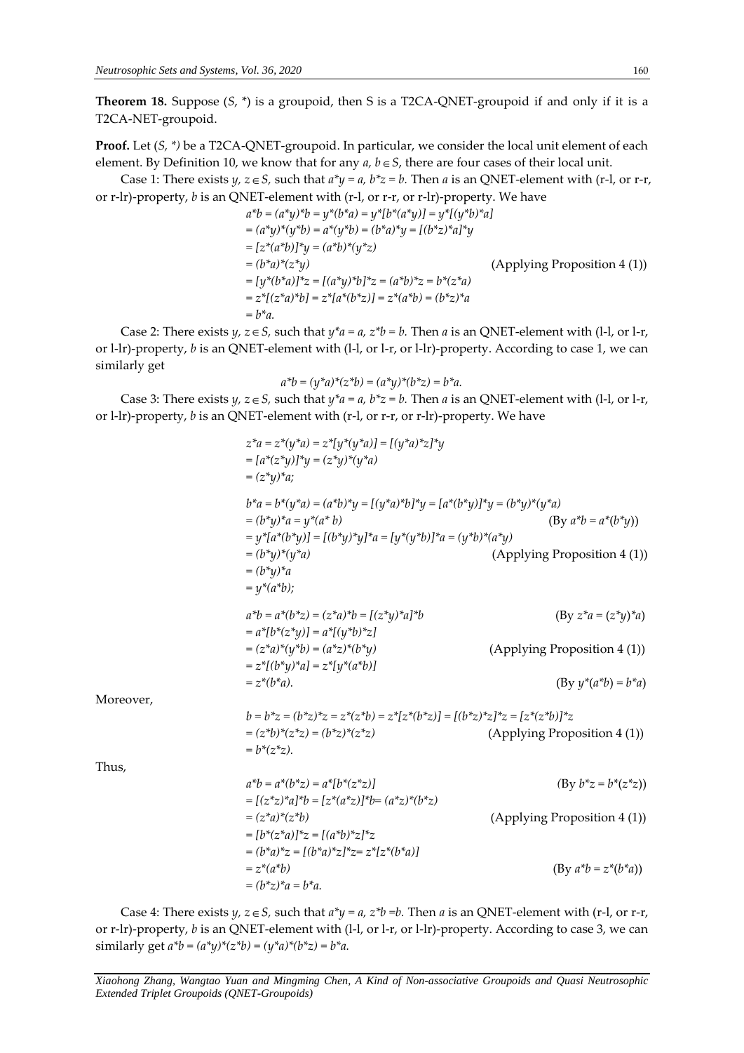**Theorem 18.** Suppose $(S, *)$ is a groupoid, then S is a T2CA-QNET-groupoid if and only if it is a T2CA-NET-groupoid.

**Proof.** Let $(S, *)$ be a T2CA-QNET-groupoid. In particular, we consider the local unit element of each element. By Definition 10, we know that for any $a, b \in S$, there are four cases of their local unit.

Case 1: There exists $y, z \in S$, such that $a*y = a$, $b*z = b$. Then $a$ is an QNET-element with (r-l, or r-r, or r-lr)-property, $b$ is an QNET-element with (r-l, or r-r, or r-lr)-property. We have

$$
\begin{aligned}
a*b &= (a*y)*b = y*(b*a) = y*[b*(a*y)] = y*[(y*b)*a] \\
&= (a*y)*(y*b) = a*(y*b) = (b*a)*y = [(b*z)*a]*y \\
&= [z*(a*b)]*y = (a*b)*(y*z) \\
&= (b*a)*(z*y) \qquad \text{(Applying Proposition 4 (1))} \\
&= [y*(b*a)]*z = [(a*y)*b]*z = (a*b)*z = b*(z*a) \\
&= z*[(z*a)*b] = z*[a*(b*z)] = z*(a*b) = (b*z)*a \\
&= b*a.
\end{aligned}
$$

Case 2: There exists $y, z \in S$, such that $y*a = a$, $z*b = b$. Then $a$ is an QNET-element with (l-l, or l-r, or l-lr)-property, $b$ is an QNET-element with (l-l, or l-r, or l-lr)-property. According to case 1, we can similarly get

$$a*b = (y*a)*(z*b) = (a*y)*(b*z) = b*a.$$

Case 3: There exists $y, z \in S$, such that $y*a = a$, $b*z = b$. Then $a$ is an QNET-element with (l-l, or l-r, or l-lr)-property, $b$ is an QNET-element with (r-l, or r-r, or r-lr)-property. We have

$$
\begin{aligned}
z*a &= z*(y*a) = z*[y*(y*a)] = [(y*a)*z]*y \\
&= [a*(z*y)]*y = (z*y)*(y*a) \\
&= (z*y)*a;
\end{aligned}
$$

$$
\begin{aligned}
b*a &= b*(y*a) = (a*b)*y = [(y*a)*b]*y = [a*(b*y)]*y = (b*y)*(y*a) \\
&= (b*y)*a = y*(a*b) \qquad \text{(By } a*b = a*(b*y)\text{)} \\
&= y*[a*(b*y)] = [(b*y)*y]*a = [y*(y*b)]*a = (y*b)*(a*y) \\
&= (b*y)*(y*a) \qquad \text{(Applying Proposition 4 (1))} \\
&= (b*y)*a \\
&= y*(a*b);
\end{aligned}
$$

$$
\begin{aligned}
a*b &= a*(b*z) = (z*a)*b = [(z*y)*a]*b \qquad \text{(By } z*a = (z*y)*a\text{)} \\
&= a*[b*(z*y)] = a*[(y*b)*z] \\
&= (z*a)*(y*b) = (a*z)*(b*y) \qquad \text{(Applying Proposition 4 (1))} \\
&= z*[(b*y)*a] = z*[y*(a*b)] \\
&= z*(b*a). \qquad \text{(By } y*(a*b) = b*a\text{)}
\end{aligned}
$$

Moreover,

$$
\begin{aligned}
b &= b*z = (b*z)*z = z*(z*b) = z*[z*(b*z)] = [(b*z)*z]*z = [z*(z*b)]*z \\
&= (z*b)*(z*z) = (b*z)*(z*z) \qquad \text{(Applying Proposition 4 (1))} \\
&= b*(z*z).
\end{aligned}
$$

Thus,

$$
\begin{aligned}
a*b &= a*(b*z) = a*[b*(z*z)] \qquad \text{(By } b*z = b*(z*z)\text{)} \\
&= [(z*z)*a]*b = [z*(a*z)]*b = (a*z)*(b*z) \\
&= (z*a)*(z*b) \qquad \text{(Applying Proposition 4 (1))} \\
&= [b*(z*a)]*z = [(a*b)*z]*z \\
&= (b*a)*z = [(b*a)*z]*z = z*[z*(b*a)] \\
&= z*(a*b) \qquad \text{(By } a*b = z*(b*a)\text{)} \\
&= (b*z)*a = b*a.
\end{aligned}
$$

Case 4: There exists $y, z \in S$, such that $a*y = a$, $z*b = b$. Then $a$ is an QNET-element with (r-l, or r-r, or r-lr)-property, $b$ is an QNET-element with (l-l, or l-r, or l-lr)-property. According to case 3, we can similarly get $a*b = (a*y)*(z*b) = (y*a)*(b*z) = b*a$.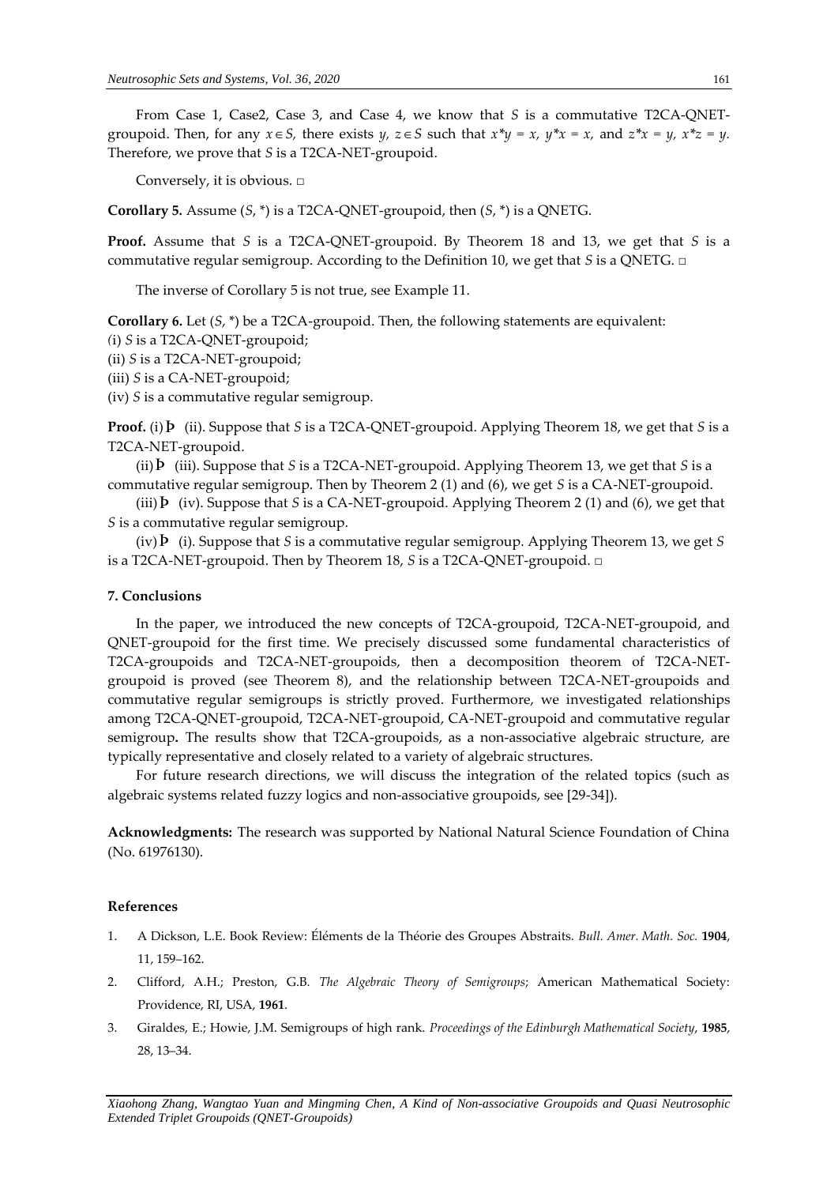From Case 1, Case2, Case 3, and Case 4, we know that $S$ is a commutative T2CA-QNET-groupoid. Then, for any $x \in S$, there exists $y$, $z \in S$ such that $x*y = x$, $y*x = x$, and $z*x = y$, $x*z = y$. Therefore, we prove that $S$ is a T2CA-NET-groupoid.

Conversely, it is obvious. □

**Corollary 5.** Assume ($S$, \*) is a T2CA-QNET-groupoid, then ($S$, \*) is a QNETG.

**Proof.** Assume that $S$ is a T2CA-QNET-groupoid. By Theorem 18 and 13, we get that $S$ is a commutative regular semigroup. According to the Definition 10, we get that $S$ is a QNETG. □

The inverse of Corollary 5 is not true, see Example 11.

**Corollary 6.** Let ($S$, \*) be a T2CA-groupoid. Then, the following statements are equivalent:

(i) $S$ is a T2CA-QNET-groupoid;

(ii) $S$ is a T2CA-NET-groupoid;

(iii) $S$ is a CA-NET-groupoid;

(iv) $S$ is a commutative regular semigroup.

**Proof.** (i) ⇒ (ii). Suppose that $S$ is a T2CA-QNET-groupoid. Applying Theorem 18, we get that $S$ is a T2CA-NET-groupoid.

(ii) ⇒ (iii). Suppose that $S$ is a T2CA-NET-groupoid. Applying Theorem 13, we get that $S$ is a commutative regular semigroup. Then by Theorem 2 (1) and (6), we get $S$ is a CA-NET-groupoid.

(iii) ⇒ (iv). Suppose that $S$ is a CA-NET-groupoid. Applying Theorem 2 (1) and (6), we get that $S$ is a commutative regular semigroup.

(iv) ⇒ (i). Suppose that $S$ is a commutative regular semigroup. Applying Theorem 13, we get $S$ is a T2CA-NET-groupoid. Then by Theorem 18, $S$ is a T2CA-QNET-groupoid. □

## 7. Conclusions

In the paper, we introduced the new concepts of T2CA-groupoid, T2CA-NET-groupoid, and QNET-groupoid for the first time. We precisely discussed some fundamental characteristics of T2CA-groupoids and T2CA-NET-groupoids, then a decomposition theorem of T2CA-NET-groupoid is proved (see Theorem 8), and the relationship between T2CA-NET-groupoids and commutative regular semigroups is strictly proved. Furthermore, we investigated relationships among T2CA-QNET-groupoid, T2CA-NET-groupoid, CA-NET-groupoid and commutative regular semigroup**.** The results show that T2CA-groupoids, as a non-associative algebraic structure, are typically representative and closely related to a variety of algebraic structures.

For future research directions, we will discuss the integration of the related topics (such as algebraic systems related fuzzy logics and non-associative groupoids, see [29-34]).

**Acknowledgments:** The research was supported by National Natural Science Foundation of China (No. 61976130).

## References

1. A Dickson, L.E. Book Review: Éléments de la Théorie des Groupes Abstraits. *Bull. Amer. Math. Soc.* **1904**, 11, 159–162.
2. Clifford, A.H.; Preston, G.B. *The Algebraic Theory of Semigroups*; American Mathematical Society: Providence, RI, USA, **1961**.
3. Giraldes, E.; Howie, J.M. Semigroups of high rank. *Proceedings of the Edinburgh Mathematical Society*, **1985**, 28, 13–34.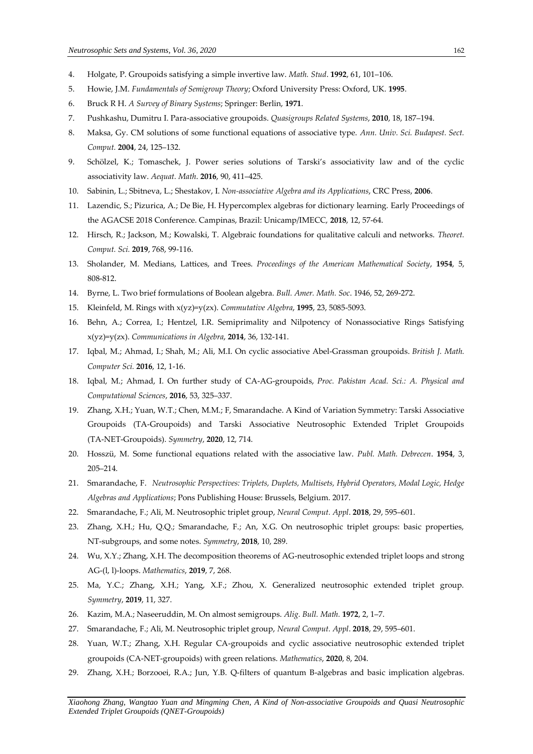4. Holgate, P. Groupoids satisfying a simple invertive law. *Math. Stud*. **1992**, 61, 101–106.
5. Howie, J.M. *Fundamentals of Semigroup Theory*; Oxford University Press: Oxford, UK. **1995**.
6. Bruck R H. *A Survey of Binary Systems*; Springer: Berlin, **1971**.
7. Pushkashu, Dumitru I. Para-associative groupoids. *Quasigroups Related Systems*, **2010**, 18, 187–194.
8. Maksa, Gy. CM solutions of some functional equations of associative type. *Ann. Univ. Sci. Budapest. Sect. Comput.* **2004**, 24, 125–132.
9. Schölzel, K.; Tomaschek, J. Power series solutions of Tarski's associativity law and of the cyclic associativity law. *Aequat. Math.* **2016**, 90, 411–425.
10. Sabinin, L.; Sbitneva, L.; Shestakov, I. *Non-associative Algebra and its Applications*, CRC Press, **2006**.
11. Lazendic, S.; Pizurica, A.; De Bie, H. Hypercomplex algebras for dictionary learning. Early Proceedings of the AGACSE 2018 Conference. Campinas, Brazil: Unicamp/IMECC, **2018**, 12, 57-64.
12. Hirsch, R.; Jackson, M.; Kowalski, T. Algebraic foundations for qualitative calculi and networks. *Theoret. Comput. Sci.* **2019**, 768, 99-116.
13. Sholander, M. Medians, Lattices, and Trees. *Proceedings of the American Mathematical Society*, **1954**, 5, 808-812.
14. Byrne, L. Two brief formulations of Boolean algebra. *Bull. Amer. Math. Soc*. 1946, 52, 269-272.
15. Kleinfeld, M. Rings with x(yz)=y(zx). *Commutative Algebra*, **1995**, 23, 5085-5093.
16. Behn, A.; Correa, I.; Hentzel, I.R. Semiprimality and Nilpotency of Nonassociative Rings Satisfying x(yz)=y(zx). *Communications in Algebra*, **2014**, 36, 132-141.
17. Iqbal, M.; Ahmad, I.; Shah, M.; Ali, M.I. On cyclic associative Abel-Grassman groupoids. *British J. Math. Computer Sci.* **2016**, 12, 1-16.
18. Iqbal, M.; Ahmad, I. On further study of CA-AG-groupoids, *Proc. Pakistan Acad. Sci.: A. Physical and Computational Sciences*, **2016**, 53, 325–337.
19. Zhang, X.H.; Yuan, W.T.; Chen, M.M.; F, Smarandache. A Kind of Variation Symmetry: Tarski Associative Groupoids (TA-Groupoids) and Tarski Associative Neutrosophic Extended Triplet Groupoids (TA-NET-Groupoids). *Symmetry*, **2020**, 12, 714.
20. Hosszü, M. Some functional equations related with the associative law. *Publ. Math. Debrecen*. **1954**, 3, 205–214.
21. Smarandache, F. *Neutrosophic Perspectives: Triplets, Duplets, Multisets, Hybrid Operators, Modal Logic, Hedge Algebras and Applications*; Pons Publishing House: Brussels, Belgium. 2017.
22. Smarandache, F.; Ali, M. Neutrosophic triplet group, *Neural Comput. Appl*. **2018**, 29, 595–601.
23. Zhang, X.H.; Hu, Q.Q.; Smarandache, F.; An, X.G. On neutrosophic triplet groups: basic properties, NT-subgroups, and some notes. *Symmetry*, **2018**, 10, 289.
24. Wu, X.Y.; Zhang, X.H. The decomposition theorems of AG-neutrosophic extended triplet loops and strong AG-(l, l)-loops. *Mathematics*, **2019**, 7, 268.
25. Ma, Y.C.; Zhang, X.H.; Yang, X.F.; Zhou, X. Generalized neutrosophic extended triplet group. *Symmetry*, **2019**, 11, 327.
26. Kazim, M.A.; Naseeruddin, M. On almost semigroups. *Alig. Bull. Math*. **1972**, 2, 1–7.
27. Smarandache, F.; Ali, M. Neutrosophic triplet group, *Neural Comput. Appl*. **2018**, 29, 595–601.
28. Yuan, W.T.; Zhang, X.H. Regular CA-groupoids and cyclic associative neutrosophic extended triplet groupoids (CA-NET-groupoids) with green relations. *Mathematics*, **2020**, 8, 204.
29. Zhang, X.H.; Borzooei, R.A.; Jun, Y.B. Q-filters of quantum B-algebras and basic implication algebras.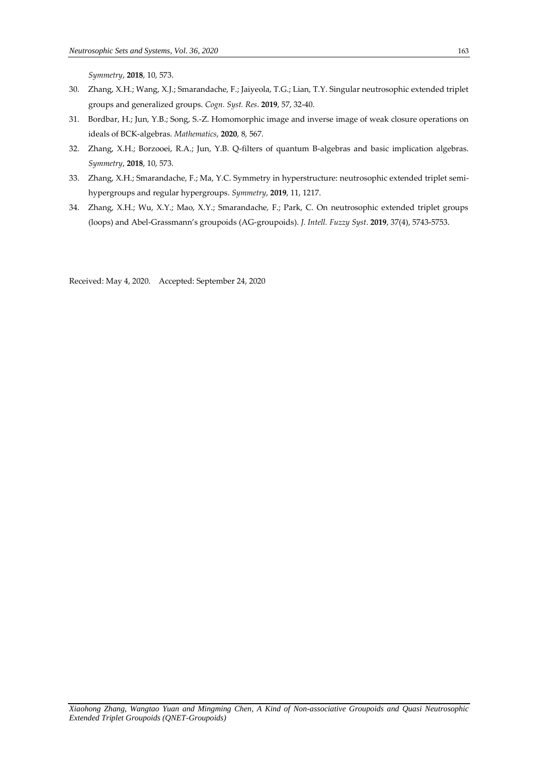*Symmetry*, **2018**, 10, 573.

30. Zhang, X.H.; Wang, X.J.; Smarandache, F.; Jaiyeola, T.G.; Lian, T.Y. Singular neutrosophic extended triplet groups and generalized groups. *Cogn. Syst. Res*. **2019**, 57, 32-40.
31. Bordbar, H.; Jun, Y.B.; Song, S.-Z. Homomorphic image and inverse image of weak closure operations on ideals of BCK-algebras. *Mathematics*, **2020**, 8, 567.
32. Zhang, X.H.; Borzooei, R.A.; Jun, Y.B. Q-filters of quantum B-algebras and basic implication algebras. *Symmetry*, **2018**, 10, 573.
33. Zhang, X.H.; Smarandache, F.; Ma, Y.C. Symmetry in hyperstructure: neutrosophic extended triplet semi-hypergroups and regular hypergroups. *Symmetry*, **2019**, 11, 1217.
34. Zhang, X.H.; Wu, X.Y.; Mao, X.Y.; Smarandache, F.; Park, C. On neutrosophic extended triplet groups (loops) and Abel-Grassmann's groupoids (AG-groupoids). *J. Intell. Fuzzy Syst*. **2019**, 37(4), 5743-5753.

Received: May 4, 2020. Accepted: September 24, 2020